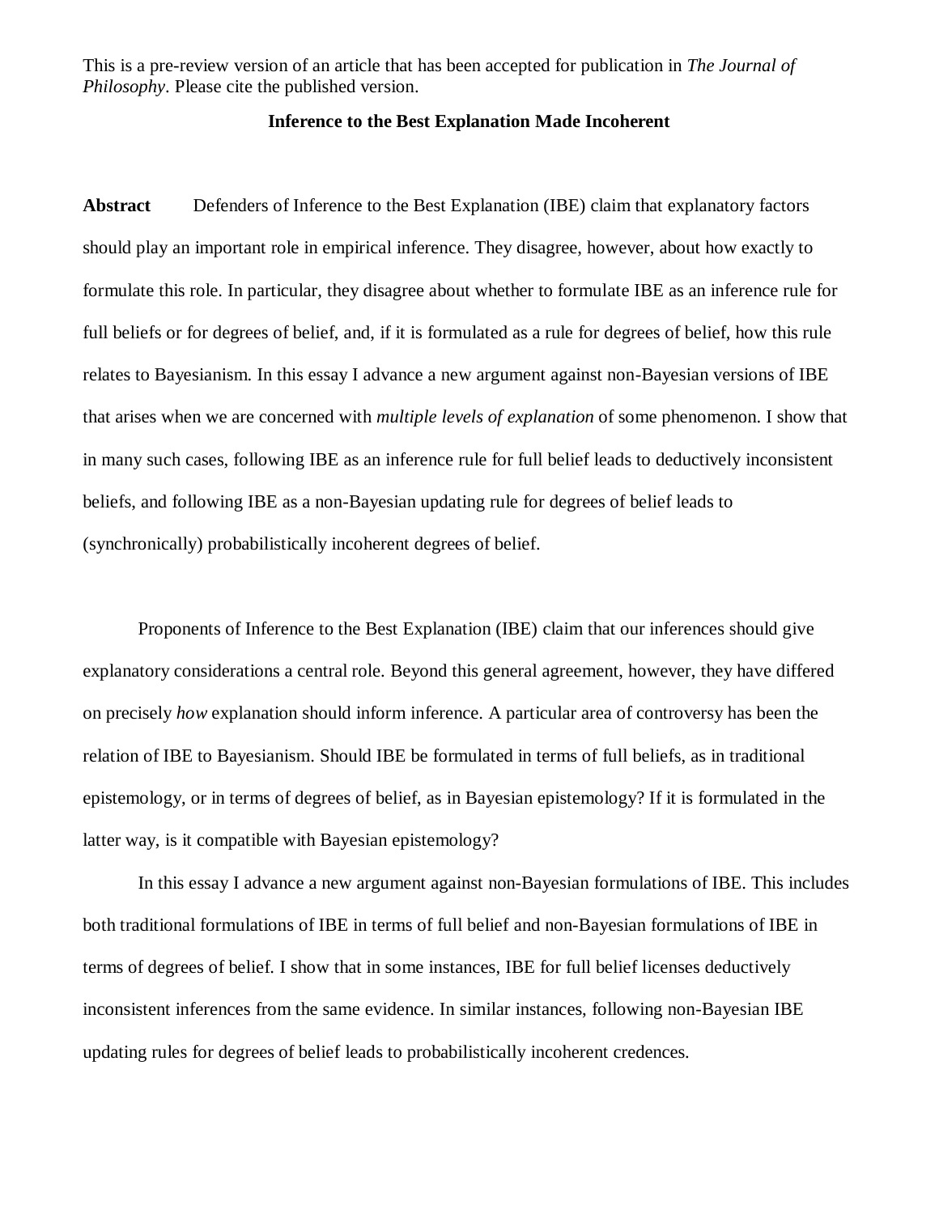This is a pre-review version of an article that has been accepted for publication in *The Journal of Philosophy*. Please cite the published version.

# Inference to the Best Explanation Made Incoherent

**Abstract** Defenders of Inference to the Best Explanation (IBE) claim that explanatory factors should play an important role in empirical inference. They disagree, however, about how exactly to formulate this role. In particular, they disagree about whether to formulate IBE as an inference rule for full beliefs or for degrees of belief, and, if it is formulated as a rule for degrees of belief, how this rule relates to Bayesianism. In this essay I advance a new argument against non-Bayesian versions of IBE that arises when we are concerned with *multiple levels of explanation* of some phenomenon. I show that in many such cases, following IBE as an inference rule for full belief leads to deductively inconsistent beliefs, and following IBE as a non-Bayesian updating rule for degrees of belief leads to (synchronically) probabilistically incoherent degrees of belief.

Proponents of Inference to the Best Explanation (IBE) claim that our inferences should give explanatory considerations a central role. Beyond this general agreement, however, they have differed on precisely *how* explanation should inform inference. A particular area of controversy has been the relation of IBE to Bayesianism. Should IBE be formulated in terms of full beliefs, as in traditional epistemology, or in terms of degrees of belief, as in Bayesian epistemology? If it is formulated in the latter way, is it compatible with Bayesian epistemology?

In this essay I advance a new argument against non-Bayesian formulations of IBE. This includes both traditional formulations of IBE in terms of full belief and non-Bayesian formulations of IBE in terms of degrees of belief. I show that in some instances, IBE for full belief licenses deductively inconsistent inferences from the same evidence. In similar instances, following non-Bayesian IBE updating rules for degrees of belief leads to probabilistically incoherent credences.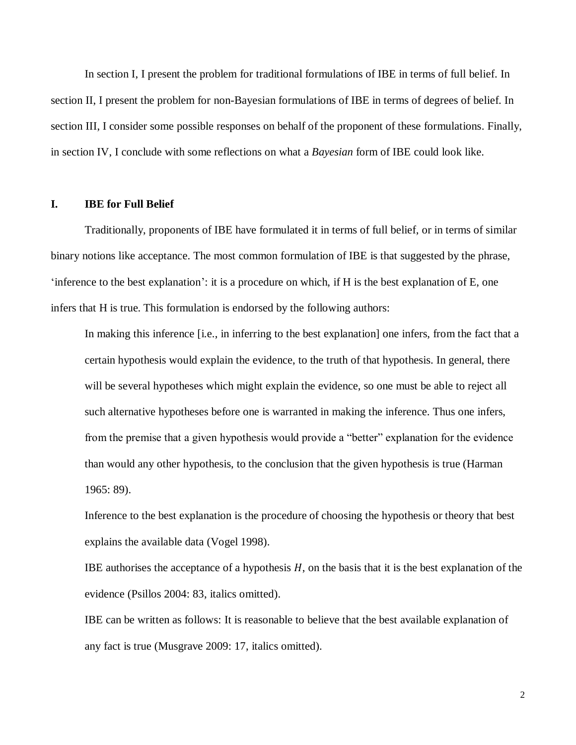In section I, I present the problem for traditional formulations of IBE in terms of full belief. In section II, I present the problem for non-Bayesian formulations of IBE in terms of degrees of belief. In section III, I consider some possible responses on behalf of the proponent of these formulations. Finally, in section IV, I conclude with some reflections on what a *Bayesian* form of IBE could look like.

## I. IBE for Full Belief

Traditionally, proponents of IBE have formulated it in terms of full belief, or in terms of similar binary notions like acceptance. The most common formulation of IBE is that suggested by the phrase, 'inference to the best explanation': it is a procedure on which, if H is the best explanation of E, one infers that H is true. This formulation is endorsed by the following authors:

> In making this inference [i.e., in inferring to the best explanation] one infers, from the fact that a certain hypothesis would explain the evidence, to the truth of that hypothesis. In general, there will be several hypotheses which might explain the evidence, so one must be able to reject all such alternative hypotheses before one is warranted in making the inference. Thus one infers, from the premise that a given hypothesis would provide a "better" explanation for the evidence than would any other hypothesis, to the conclusion that the given hypothesis is true (Harman 1965: 89).

> Inference to the best explanation is the procedure of choosing the hypothesis or theory that best explains the available data (Vogel 1998).

> IBE authorises the acceptance of a hypothesis $H$, on the basis that it is the best explanation of the evidence (Psillos 2004: 83, italics omitted).

> IBE can be written as follows: It is reasonable to believe that the best available explanation of any fact is true (Musgrave 2009: 17, italics omitted).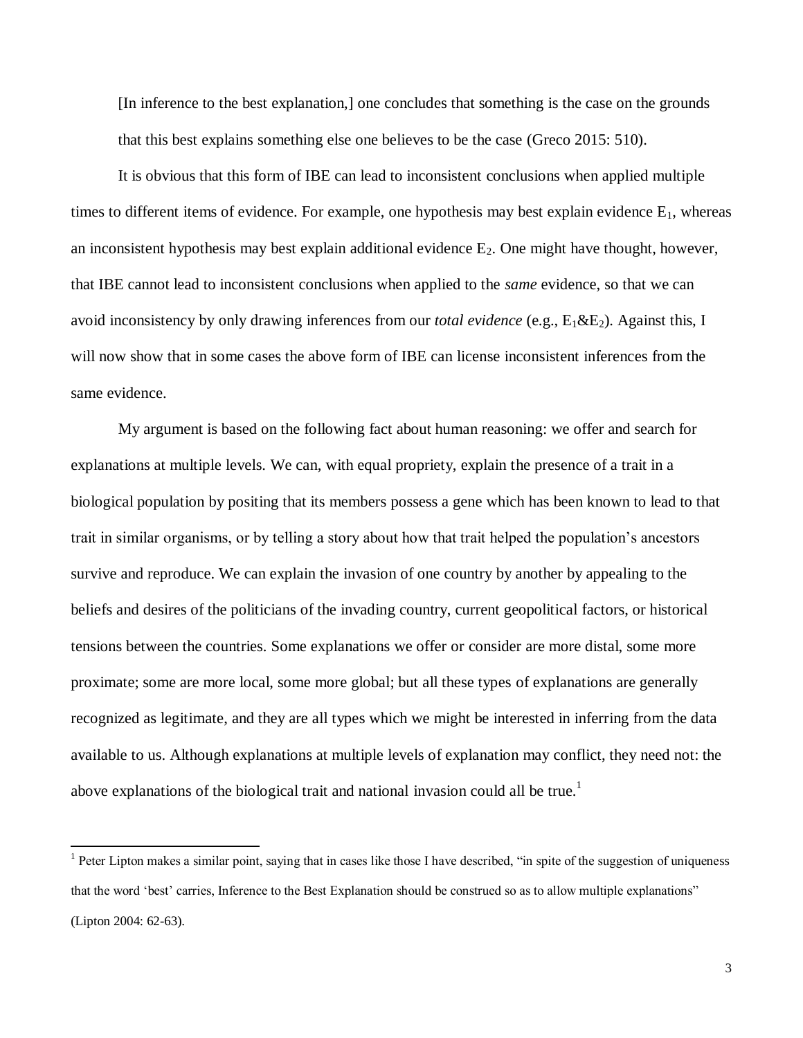> [In inference to the best explanation,] one concludes that something is the case on the grounds that this best explains something else one believes to be the case (Greco 2015: 510).

It is obvious that this form of IBE can lead to inconsistent conclusions when applied multiple times to different items of evidence. For example, one hypothesis may best explain evidence $E_1$, whereas an inconsistent hypothesis may best explain additional evidence $E_2$. One might have thought, however, that IBE cannot lead to inconsistent conclusions when applied to the *same* evidence, so that we can avoid inconsistency by only drawing inferences from our *total evidence* (e.g., $E_1$&$E_2$). Against this, I will now show that in some cases the above form of IBE can license inconsistent inferences from the same evidence.

My argument is based on the following fact about human reasoning: we offer and search for explanations at multiple levels. We can, with equal propriety, explain the presence of a trait in a biological population by positing that its members possess a gene which has been known to lead to that trait in similar organisms, or by telling a story about how that trait helped the population's ancestors survive and reproduce. We can explain the invasion of one country by another by appealing to the beliefs and desires of the politicians of the invading country, current geopolitical factors, or historical tensions between the countries. Some explanations we offer or consider are more distal, some more proximate; some are more local, some more global; but all these types of explanations are generally recognized as legitimate, and they are all types which we might be interested in inferring from the data available to us. Although explanations at multiple levels of explanation may conflict, they need not: the above explanations of the biological trait and national invasion could all be true.[1]

[1] Peter Lipton makes a similar point, saying that in cases like those I have described, "in spite of the suggestion of uniqueness that the word 'best' carries, Inference to the Best Explanation should be construed so as to allow multiple explanations" (Lipton 2004: 62-63).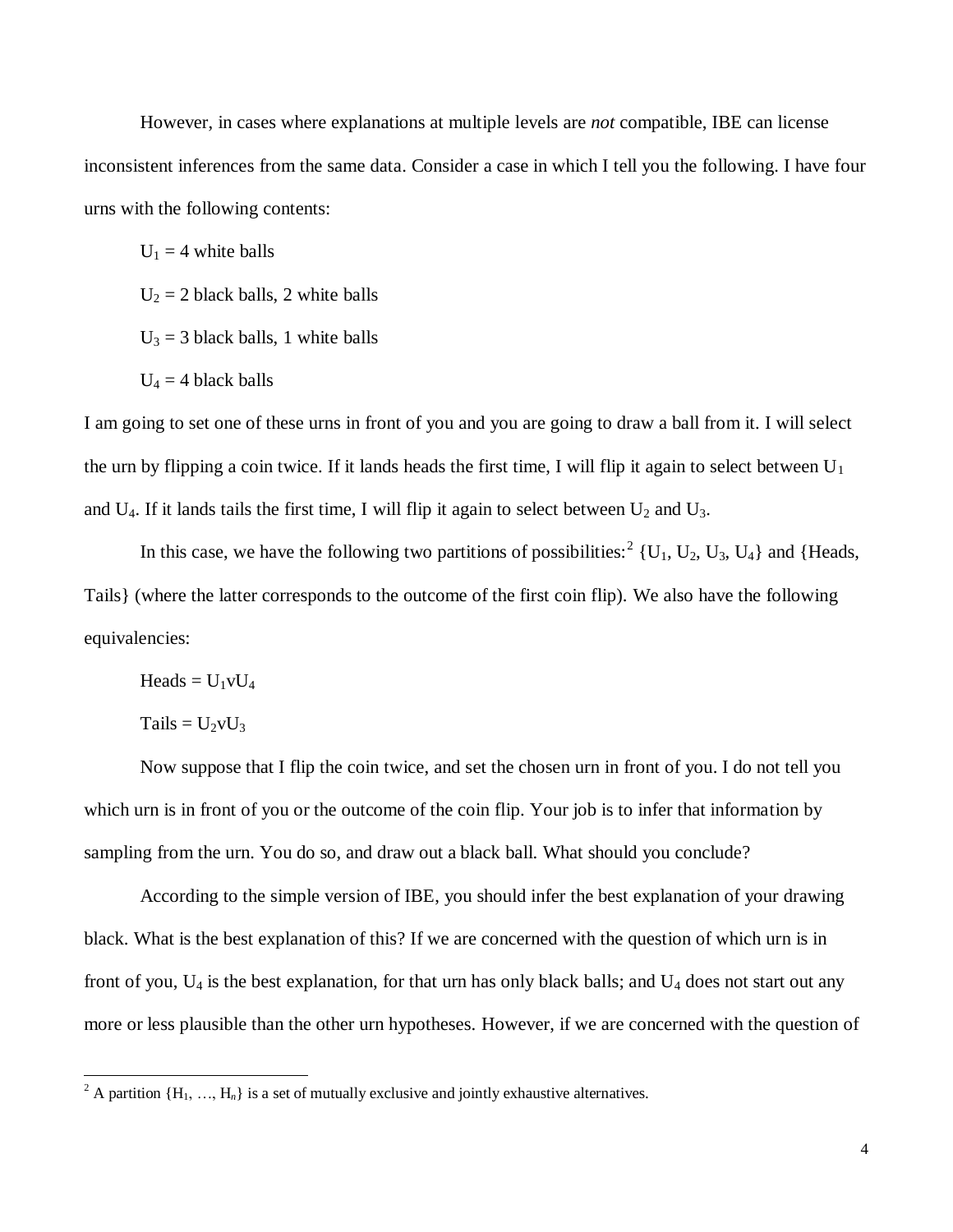However, in cases where explanations at multiple levels are *not* compatible, IBE can license inconsistent inferences from the same data. Consider a case in which I tell you the following. I have four urns with the following contents:

$U_1$ = 4 white balls

$U_2$ = 2 black balls, 2 white balls

$U_3$ = 3 black balls, 1 white balls

$U_4$ = 4 black balls

I am going to set one of these urns in front of you and you are going to draw a ball from it. I will select the urn by flipping a coin twice. If it lands heads the first time, I will flip it again to select between $U_1$ and $U_4$. If it lands tails the first time, I will flip it again to select between $U_2$ and $U_3$.

In this case, we have the following two partitions of possibilities:[2] {$U_1$, $U_2$, $U_3$, $U_4$} and {Heads, Tails} (where the latter corresponds to the outcome of the first coin flip). We also have the following equivalencies:

Heads = $U_1 \vee U_4$

Tails = $U_2 \vee U_3$

Now suppose that I flip the coin twice, and set the chosen urn in front of you. I do not tell you which urn is in front of you or the outcome of the coin flip. Your job is to infer that information by sampling from the urn. You do so, and draw out a black ball. What should you conclude?

According to the simple version of IBE, you should infer the best explanation of your drawing black. What is the best explanation of this? If we are concerned with the question of which urn is in front of you, $U_4$ is the best explanation, for that urn has only black balls; and $U_4$ does not start out any more or less plausible than the other urn hypotheses. However, if we are concerned with the question of

[2] A partition {$H_1$, …, $H_n$} is a set of mutually exclusive and jointly exhaustive alternatives.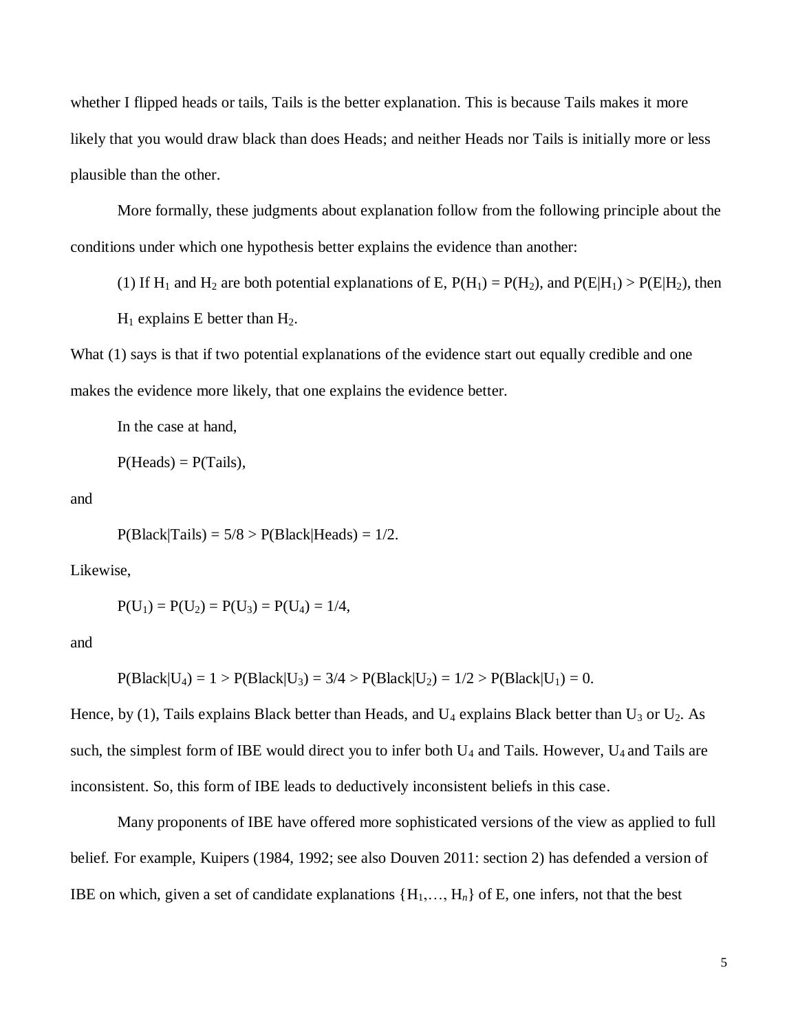whether I flipped heads or tails, Tails is the better explanation. This is because Tails makes it more likely that you would draw black than does Heads; and neither Heads nor Tails is initially more or less plausible than the other.

More formally, these judgments about explanation follow from the following principle about the conditions under which one hypothesis better explains the evidence than another:

(1) If $H_1$ and $H_2$ are both potential explanations of E, $P(H_1) = P(H_2)$, and $P(E|H_1) > P(E|H_2)$, then $H_1$ explains E better than $H_2$.

What (1) says is that if two potential explanations of the evidence start out equally credible and one makes the evidence more likely, that one explains the evidence better.

In the case at hand,

$$P(\text{Heads}) = P(\text{Tails}),$$

and

$$P(\text{Black}|\text{Tails}) = 5/8 > P(\text{Black}|\text{Heads}) = 1/2.$$

Likewise,

$$P(U_1) = P(U_2) = P(U_3) = P(U_4) = 1/4,$$

and

$$P(\text{Black}|U_4) = 1 > P(\text{Black}|U_3) = 3/4 > P(\text{Black}|U_2) = 1/2 > P(\text{Black}|U_1) = 0.$$

Hence, by (1), Tails explains Black better than Heads, and $U_4$ explains Black better than $U_3$ or $U_2$. As such, the simplest form of IBE would direct you to infer both $U_4$ and Tails. However, $U_4$ and Tails are inconsistent. So, this form of IBE leads to deductively inconsistent beliefs in this case.

Many proponents of IBE have offered more sophisticated versions of the view as applied to full belief. For example, Kuipers (1984, 1992; see also Douven 2011: section 2) has defended a version of IBE on which, given a set of candidate explanations $\{H_1, \ldots, H_n\}$ of E, one infers, not that the best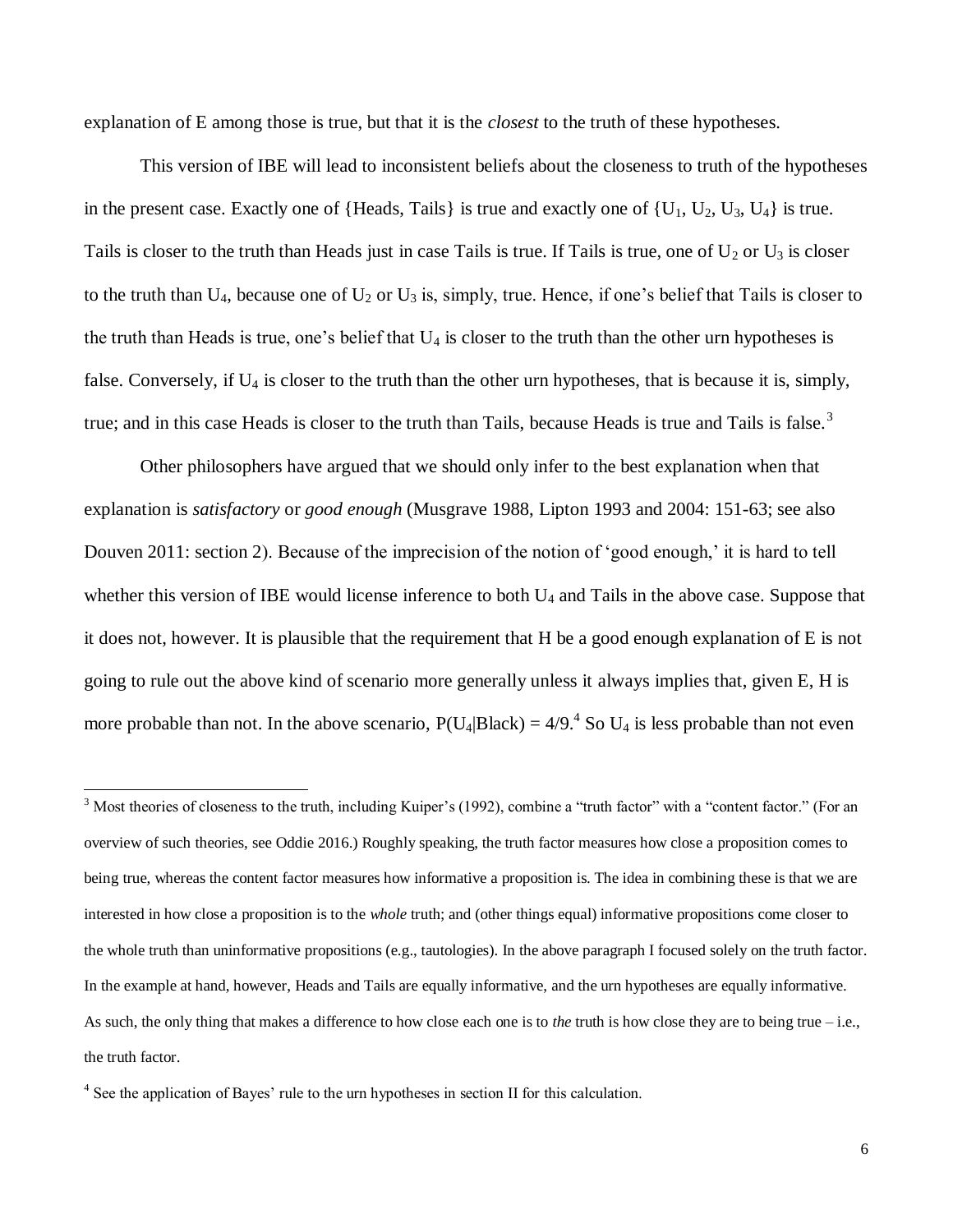explanation of E among those is true, but that it is the *closest* to the truth of these hypotheses.

This version of IBE will lead to inconsistent beliefs about the closeness to truth of the hypotheses in the present case. Exactly one of {Heads, Tails} is true and exactly one of {$U_1$, $U_2$, $U_3$, $U_4$} is true. Tails is closer to the truth than Heads just in case Tails is true. If Tails is true, one of $U_2$ or $U_3$ is closer to the truth than $U_4$, because one of $U_2$ or $U_3$ is, simply, true. Hence, if one's belief that Tails is closer to the truth than Heads is true, one's belief that $U_4$ is closer to the truth than the other urn hypotheses is false. Conversely, if $U_4$ is closer to the truth than the other urn hypotheses, that is because it is, simply, true; and in this case Heads is closer to the truth than Tails, because Heads is true and Tails is false.[3]

Other philosophers have argued that we should only infer to the best explanation when that explanation is *satisfactory* or *good enough* (Musgrave 1988, Lipton 1993 and 2004: 151-63; see also Douven 2011: section 2). Because of the imprecision of the notion of 'good enough,' it is hard to tell whether this version of IBE would license inference to both $U_4$ and Tails in the above case. Suppose that it does not, however. It is plausible that the requirement that H be a good enough explanation of E is not going to rule out the above kind of scenario more generally unless it always implies that, given E, H is more probable than not. In the above scenario, $P(U_4|\text{Black}) = 4/9$.[4] So $U_4$ is less probable than not even

[3] Most theories of closeness to the truth, including Kuiper's (1992), combine a "truth factor" with a "content factor." (For an overview of such theories, see Oddie 2016.) Roughly speaking, the truth factor measures how close a proposition comes to being true, whereas the content factor measures how informative a proposition is. The idea in combining these is that we are interested in how close a proposition is to the *whole* truth; and (other things equal) informative propositions come closer to the whole truth than uninformative propositions (e.g., tautologies). In the above paragraph I focused solely on the truth factor. In the example at hand, however, Heads and Tails are equally informative, and the urn hypotheses are equally informative. As such, the only thing that makes a difference to how close each one is to *the* truth is how close they are to being true – i.e., the truth factor.

[4] See the application of Bayes' rule to the urn hypotheses in section II for this calculation.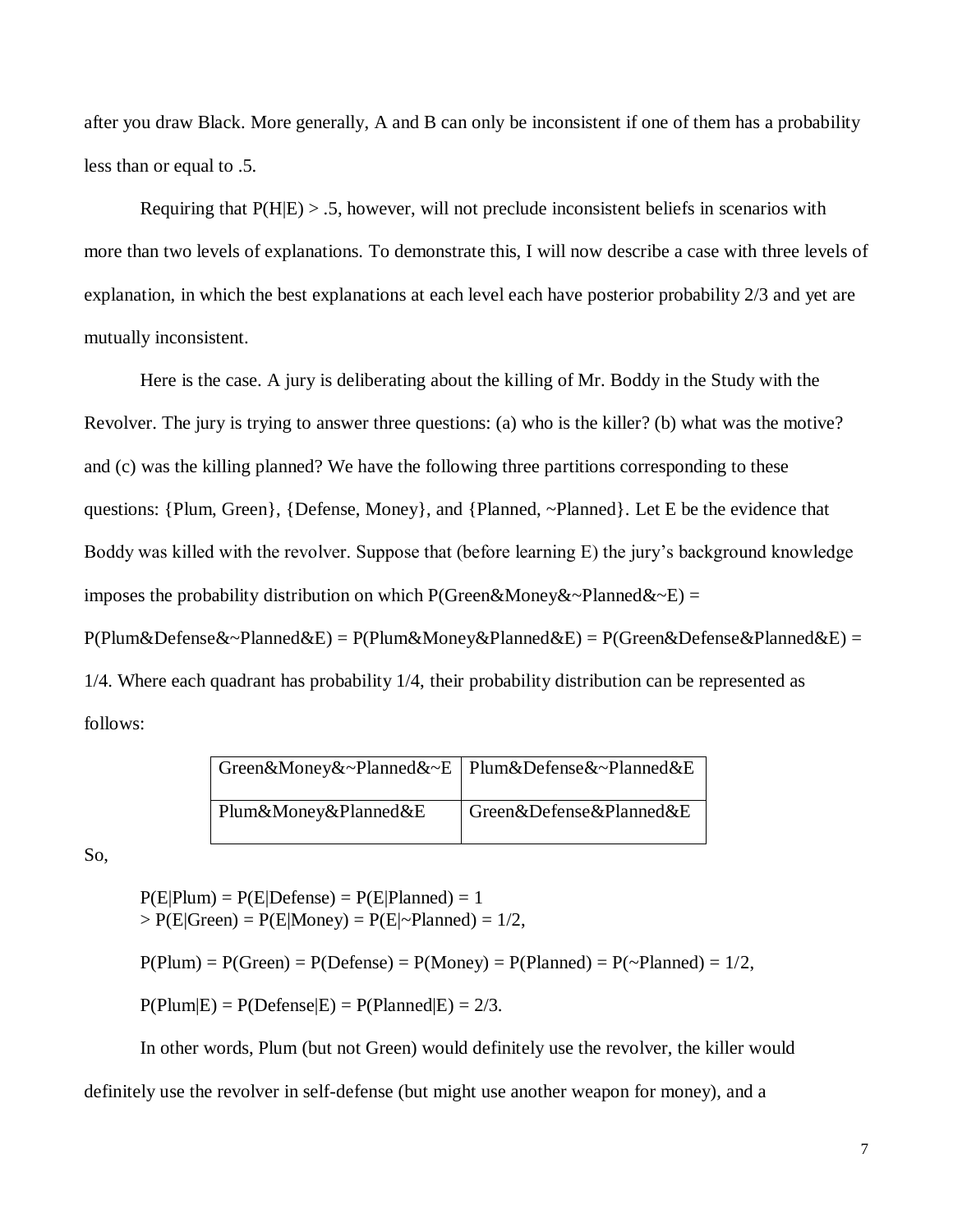after you draw Black. More generally, A and B can only be inconsistent if one of them has a probability less than or equal to .5.

Requiring that $P(H|E) > .5$, however, will not preclude inconsistent beliefs in scenarios with more than two levels of explanations. To demonstrate this, I will now describe a case with three levels of explanation, in which the best explanations at each level each have posterior probability 2/3 and yet are mutually inconsistent.

Here is the case. A jury is deliberating about the killing of Mr. Boddy in the Study with the Revolver. The jury is trying to answer three questions: (a) who is the killer? (b) what was the motive? and (c) was the killing planned? We have the following three partitions corresponding to these questions: {Plum, Green}, {Defense, Money}, and {Planned, ~Planned}. Let E be the evidence that Boddy was killed with the revolver. Suppose that (before learning E) the jury's background knowledge imposes the probability distribution on which $P(\text{Green\&Money\&\textasciitilde Planned\&\textasciitilde E}) = P(\text{Plum\&Defense\&\textasciitilde Planned\&E}) = P(\text{Plum\&Money\&Planned\&E}) = P(\text{Green\&Defense\&Planned\&E}) = 1/4$. Where each quadrant has probability 1/4, their probability distribution can be represented as follows:

| Green&Money&~Planned&~E | Plum&Defense&~Planned&E |
|---|---|
| Plum&Money&Planned&E | Green&Defense&Planned&E |

So,

$$P(E|\text{Plum}) = P(E|\text{Defense}) = P(E|\text{Planned}) = 1$$
$$> P(E|\text{Green}) = P(E|\text{Money}) = P(E|\sim\text{Planned}) = 1/2,$$

$$P(\text{Plum}) = P(\text{Green}) = P(\text{Defense}) = P(\text{Money}) = P(\text{Planned}) = P(\sim\text{Planned}) = 1/2,$$

$$P(\text{Plum}|E) = P(\text{Defense}|E) = P(\text{Planned}|E) = 2/3.$$

In other words, Plum (but not Green) would definitely use the revolver, the killer would definitely use the revolver in self-defense (but might use another weapon for money), and a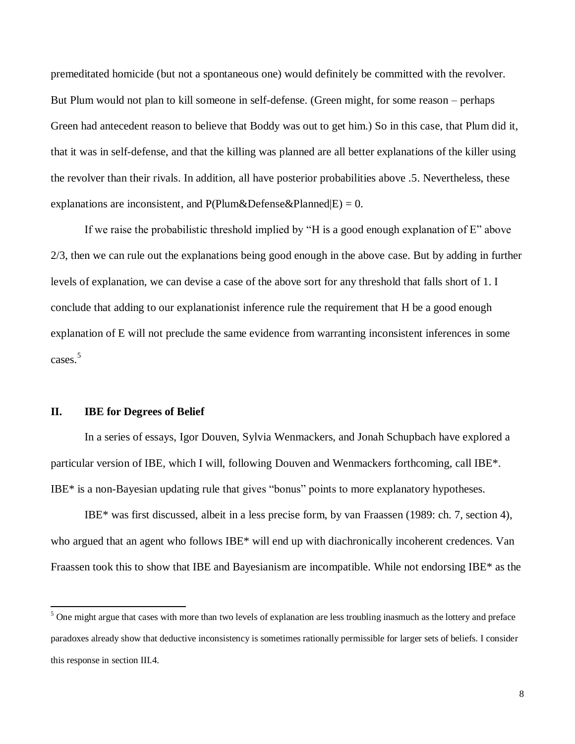premeditated homicide (but not a spontaneous one) would definitely be committed with the revolver. But Plum would not plan to kill someone in self-defense. (Green might, for some reason – perhaps Green had antecedent reason to believe that Boddy was out to get him.) So in this case, that Plum did it, that it was in self-defense, and that the killing was planned are all better explanations of the killer using the revolver than their rivals. In addition, all have posterior probabilities above .5. Nevertheless, these explanations are inconsistent, and $P(\text{Plum\&Defense\&Planned}|E) = 0$.

If we raise the probabilistic threshold implied by "H is a good enough explanation of E" above 2/3, then we can rule out the explanations being good enough in the above case. But by adding in further levels of explanation, we can devise a case of the above sort for any threshold that falls short of 1. I conclude that adding to our explanationist inference rule the requirement that H be a good enough explanation of E will not preclude the same evidence from warranting inconsistent inferences in some cases.[5]

## II. IBE for Degrees of Belief

In a series of essays, Igor Douven, Sylvia Wenmackers, and Jonah Schupbach have explored a particular version of IBE, which I will, following Douven and Wenmackers forthcoming, call IBE*. IBE* is a non-Bayesian updating rule that gives "bonus" points to more explanatory hypotheses.

IBE* was first discussed, albeit in a less precise form, by van Fraassen (1989: ch. 7, section 4), who argued that an agent who follows IBE* will end up with diachronically incoherent credences. Van Fraassen took this to show that IBE and Bayesianism are incompatible. While not endorsing IBE* as the

[5] One might argue that cases with more than two levels of explanation are less troubling inasmuch as the lottery and preface paradoxes already show that deductive inconsistency is sometimes rationally permissible for larger sets of beliefs. I consider this response in section III.4.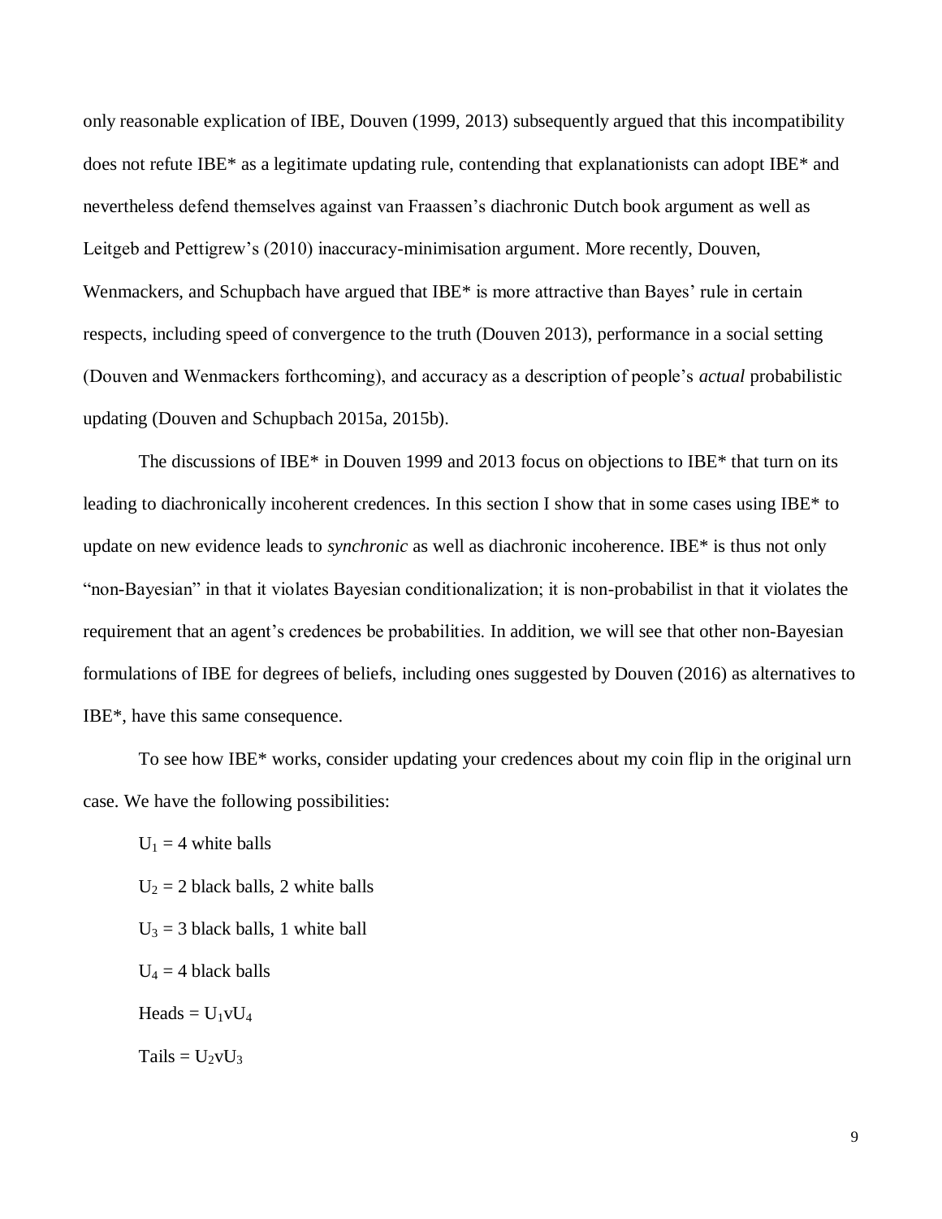only reasonable explication of IBE, Douven (1999, 2013) subsequently argued that this incompatibility does not refute IBE* as a legitimate updating rule, contending that explanationists can adopt IBE* and nevertheless defend themselves against van Fraassen's diachronic Dutch book argument as well as Leitgeb and Pettigrew's (2010) inaccuracy-minimisation argument. More recently, Douven, Wenmackers, and Schupbach have argued that IBE* is more attractive than Bayes' rule in certain respects, including speed of convergence to the truth (Douven 2013), performance in a social setting (Douven and Wenmackers forthcoming), and accuracy as a description of people's *actual* probabilistic updating (Douven and Schupbach 2015a, 2015b).

The discussions of IBE* in Douven 1999 and 2013 focus on objections to IBE* that turn on its leading to diachronically incoherent credences. In this section I show that in some cases using IBE* to update on new evidence leads to *synchronic* as well as diachronic incoherence. IBE* is thus not only "non-Bayesian" in that it violates Bayesian conditionalization; it is non-probabilist in that it violates the requirement that an agent's credences be probabilities. In addition, we will see that other non-Bayesian formulations of IBE for degrees of beliefs, including ones suggested by Douven (2016) as alternatives to IBE*, have this same consequence.

To see how IBE* works, consider updating your credences about my coin flip in the original urn case. We have the following possibilities:

$U_1$ = 4 white balls

$U_2$ = 2 black balls, 2 white balls

$U_3$ = 3 black balls, 1 white ball

$U_4$ = 4 black balls

Heads = $U_1 v U_4$

Tails = $U_2 v U_3$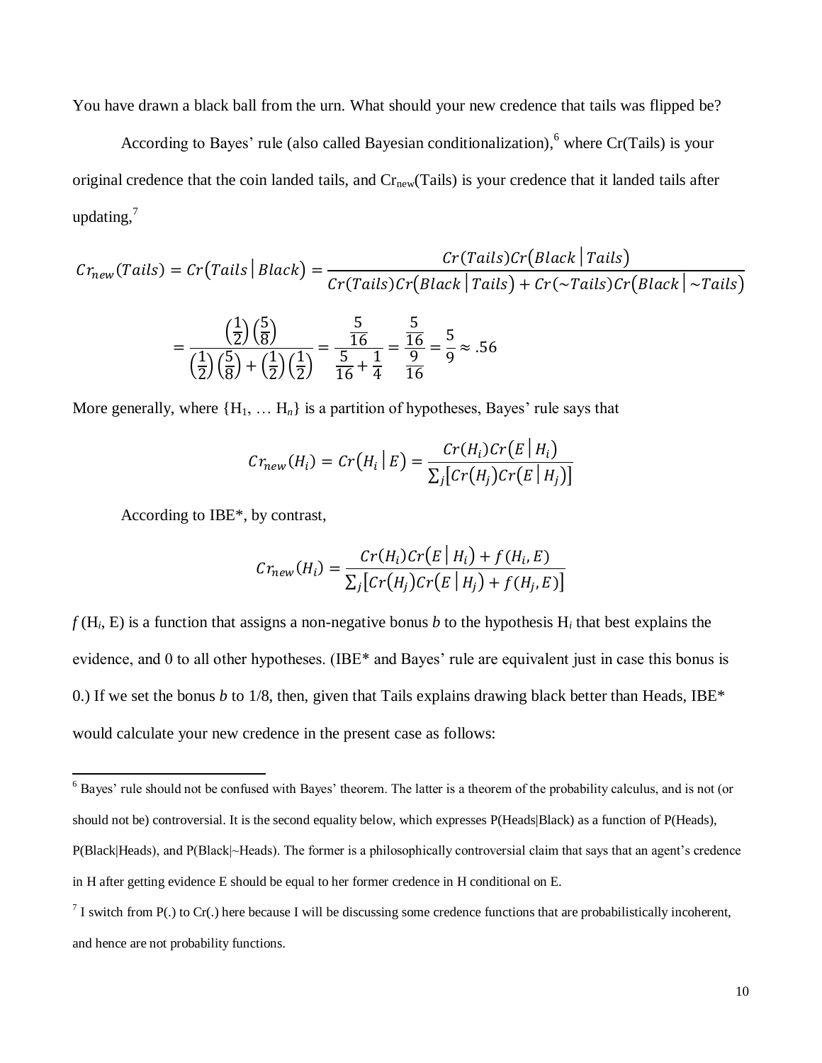You have drawn a black ball from the urn. What should your new credence that tails was flipped be?

According to Bayes' rule (also called Bayesian conditionalization),[6] where Cr(Tails) is your original credence that the coin landed tails, and $Cr_{new}$(Tails) is your credence that it landed tails after updating,[7]

$$Cr_{new}(Tails) = Cr(Tails \mid Black) = \frac{Cr(Tails)Cr(Black \mid Tails)}{Cr(Tails)Cr(Black \mid Tails) + Cr(\sim Tails)Cr(Black \mid \sim Tails)}$$

$$= \frac{\left(\frac{1}{2}\right)\left(\frac{5}{8}\right)}{\left(\frac{1}{2}\right)\left(\frac{5}{8}\right) + \left(\frac{1}{2}\right)\left(\frac{1}{2}\right)} = \frac{\frac{5}{16}}{\frac{5}{16} + \frac{1}{4}} = \frac{\frac{5}{16}}{\frac{9}{16}} = \frac{5}{9} \approx .56$$

More generally, where $\{H_1, \ldots H_n\}$ is a partition of hypotheses, Bayes' rule says that

$$Cr_{new}(H_i) = Cr(H_i \mid E) = \frac{Cr(H_i)Cr(E \mid H_i)}{\sum_j [Cr(H_j)Cr(E \mid H_j)]}$$

According to IBE*, by contrast,

$$Cr_{new}(H_i) = \frac{Cr(H_i)Cr(E \mid H_i) + f(H_i, E)}{\sum_j [Cr(H_j)Cr(E \mid H_j) + f(H_j, E)]}$$

$f(H_i, E)$ is a function that assigns a non-negative bonus $b$ to the hypothesis $H_i$ that best explains the evidence, and 0 to all other hypotheses. (IBE* and Bayes' rule are equivalent just in case this bonus is 0.) If we set the bonus $b$ to 1/8, then, given that Tails explains drawing black better than Heads, IBE* would calculate your new credence in the present case as follows:

---

[6] Bayes' rule should not be confused with Bayes' theorem. The latter is a theorem of the probability calculus, and is not (or should not be) controversial. It is the second equality below, which expresses P(Heads|Black) as a function of P(Heads), P(Black|Heads), and P(Black|~Heads). The former is a philosophically controversial claim that says that an agent's credence in H after getting evidence E should be equal to her former credence in H conditional on E.

[7] I switch from P(.) to Cr(.) here because I will be discussing some credence functions that are probabilistically incoherent, and hence are not probability functions.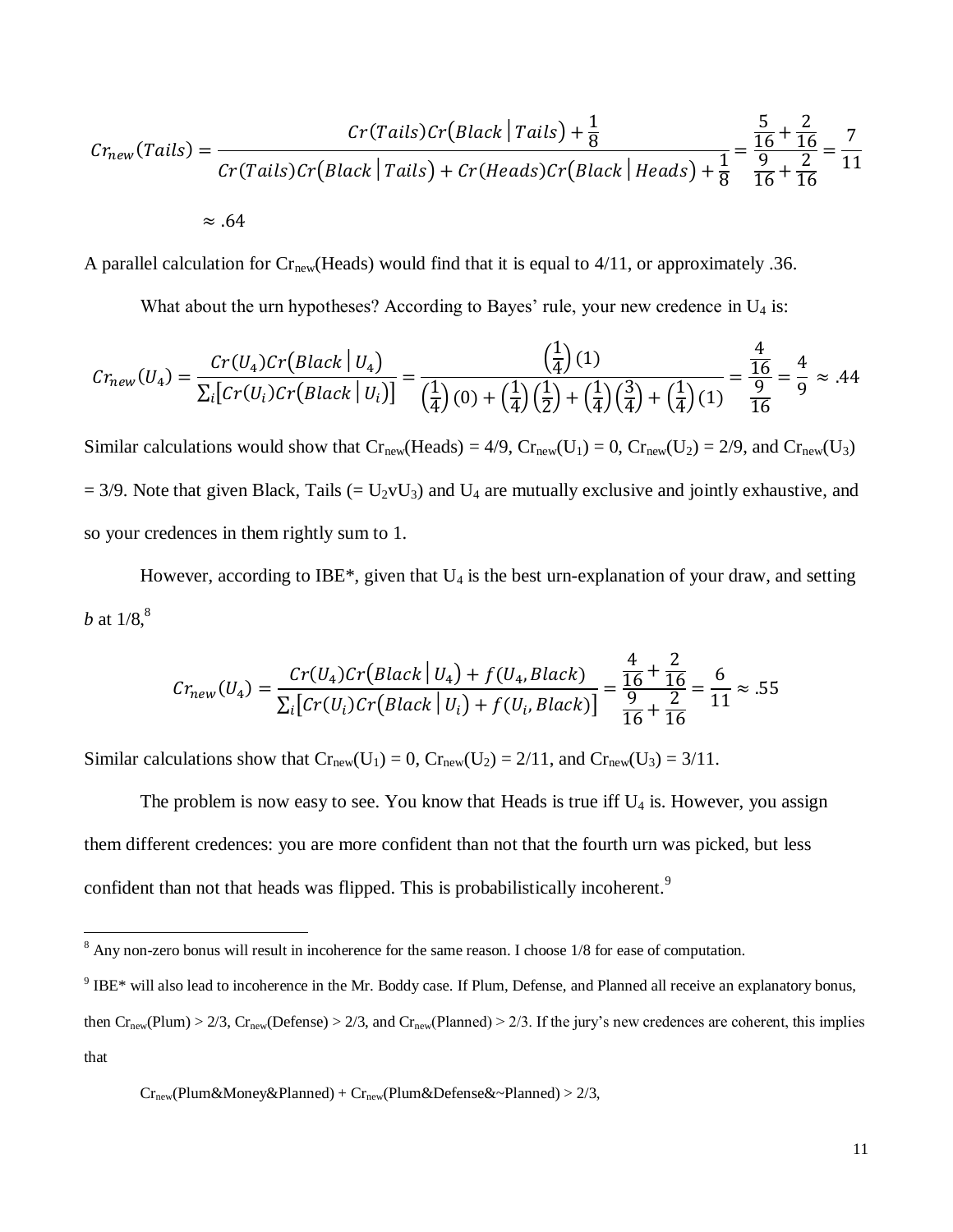$$Cr_{new}(Tails) = \frac{Cr(Tails)Cr(Black\,|\,Tails) + \frac{1}{8}}{Cr(Tails)Cr(Black\,|\,Tails) + Cr(Heads)Cr(Black\,|\,Heads) + \frac{1}{8}} = \frac{\frac{5}{16} + \frac{2}{16}}{\frac{9}{16} + \frac{2}{16}} = \frac{7}{11}$$

$$\approx .64$$

A parallel calculation for $Cr_{new}(Heads)$ would find that it is equal to 4/11, or approximately .36.

What about the urn hypotheses? According to Bayes' rule, your new credence in $U_4$ is:

$$Cr_{new}(U_4) = \frac{Cr(U_4)Cr(Black\,|\,U_4)}{\sum_i [Cr(U_i)Cr(Black\,|\,U_i)]} = \frac{\left(\frac{1}{4}\right)(1)}{\left(\frac{1}{4}\right)(0) + \left(\frac{1}{4}\right)\left(\frac{1}{2}\right) + \left(\frac{1}{4}\right)\left(\frac{3}{4}\right) + \left(\frac{1}{4}\right)(1)} = \frac{\frac{4}{16}}{\frac{9}{16}} = \frac{4}{9} \approx .44$$

Similar calculations would show that $Cr_{new}(Heads) = 4/9$, $Cr_{new}(U_1) = 0$, $Cr_{new}(U_2) = 2/9$, and $Cr_{new}(U_3) = 3/9$. Note that given Black, Tails (= $U_2 v U_3$) and $U_4$ are mutually exclusive and jointly exhaustive, and so your credences in them rightly sum to 1.

However, according to IBE*, given that $U_4$ is the best urn-explanation of your draw, and setting $b$ at 1/8,[8]

$$Cr_{new}(U_4) = \frac{Cr(U_4)Cr(Black\,|\,U_4) + f(U_4, Black)}{\sum_i [Cr(U_i)Cr(Black\,|\,U_i) + f(U_i, Black)]} = \frac{\frac{4}{16} + \frac{2}{16}}{\frac{9}{16} + \frac{2}{16}} = \frac{6}{11} \approx .55$$

Similar calculations show that $Cr_{new}(U_1) = 0$, $Cr_{new}(U_2) = 2/11$, and $Cr_{new}(U_3) = 3/11$.

The problem is now easy to see. You know that Heads is true iff $U_4$ is. However, you assign them different credences: you are more confident than not that the fourth urn was picked, but less confident than not that heads was flipped. This is probabilistically incoherent.[9]

---

[8] Any non-zero bonus will result in incoherence for the same reason. I choose 1/8 for ease of computation.

[9] IBE* will also lead to incoherence in the Mr. Boddy case. If Plum, Defense, and Planned all receive an explanatory bonus, then $Cr_{new}(Plum) > 2/3$, $Cr_{new}(Defense) > 2/3$, and $Cr_{new}(Planned) > 2/3$. If the jury's new credences are coherent, this implies that

$Cr_{new}(Plum\&Money\&Planned) + Cr_{new}(Plum\&Defense\&{\sim}Planned) > 2/3$,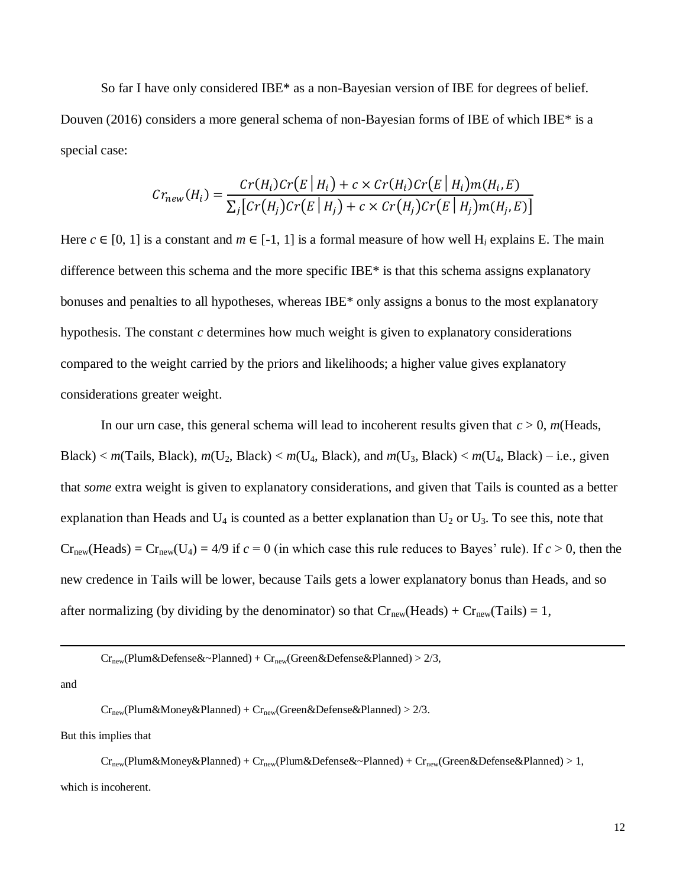So far I have only considered IBE* as a non-Bayesian version of IBE for degrees of belief. Douven (2016) considers a more general schema of non-Bayesian forms of IBE of which IBE* is a special case:

$$Cr_{new}(H_i) = \frac{Cr(H_i)Cr(E \mid H_i) + c \times Cr(H_i)Cr(E \mid H_i)m(H_i, E)}{\sum_j [Cr(H_j)Cr(E \mid H_j) + c \times Cr(H_j)Cr(E \mid H_j)m(H_j, E)]}$$

Here $c \in [0, 1]$ is a constant and $m \in [-1, 1]$ is a formal measure of how well $H_i$ explains E. The main difference between this schema and the more specific IBE* is that this schema assigns explanatory bonuses and penalties to all hypotheses, whereas IBE* only assigns a bonus to the most explanatory hypothesis. The constant $c$ determines how much weight is given to explanatory considerations compared to the weight carried by the priors and likelihoods; a higher value gives explanatory considerations greater weight.

In our urn case, this general schema will lead to incoherent results given that $c > 0$, $m$(Heads, Black) < $m$(Tails, Black), $m(U_2$, Black) < $m(U_4$, Black), and $m(U_3$, Black) < $m(U_4$, Black) – i.e., given that *some* extra weight is given to explanatory considerations, and given that Tails is counted as a better explanation than Heads and $U_4$ is counted as a better explanation than $U_2$ or $U_3$. To see this, note that $Cr_{new}$(Heads) = $Cr_{new}(U_4)$ = 4/9 if $c = 0$ (in which case this rule reduces to Bayes' rule). If $c > 0$, then the new credence in Tails will be lower, because Tails gets a lower explanatory bonus than Heads, and so after normalizing (by dividing by the denominator) so that $Cr_{new}$(Heads) + $Cr_{new}$(Tails) = 1,

---

$Cr_{new}$(Plum&Defense&~Planned) + $Cr_{new}$(Green&Defense&Planned) > 2/3,

and

$Cr_{new}$(Plum&Money&Planned) + $Cr_{new}$(Green&Defense&Planned) > 2/3.

But this implies that

$Cr_{new}$(Plum&Money&Planned) + $Cr_{new}$(Plum&Defense&~Planned) + $Cr_{new}$(Green&Defense&Planned) > 1,

which is incoherent.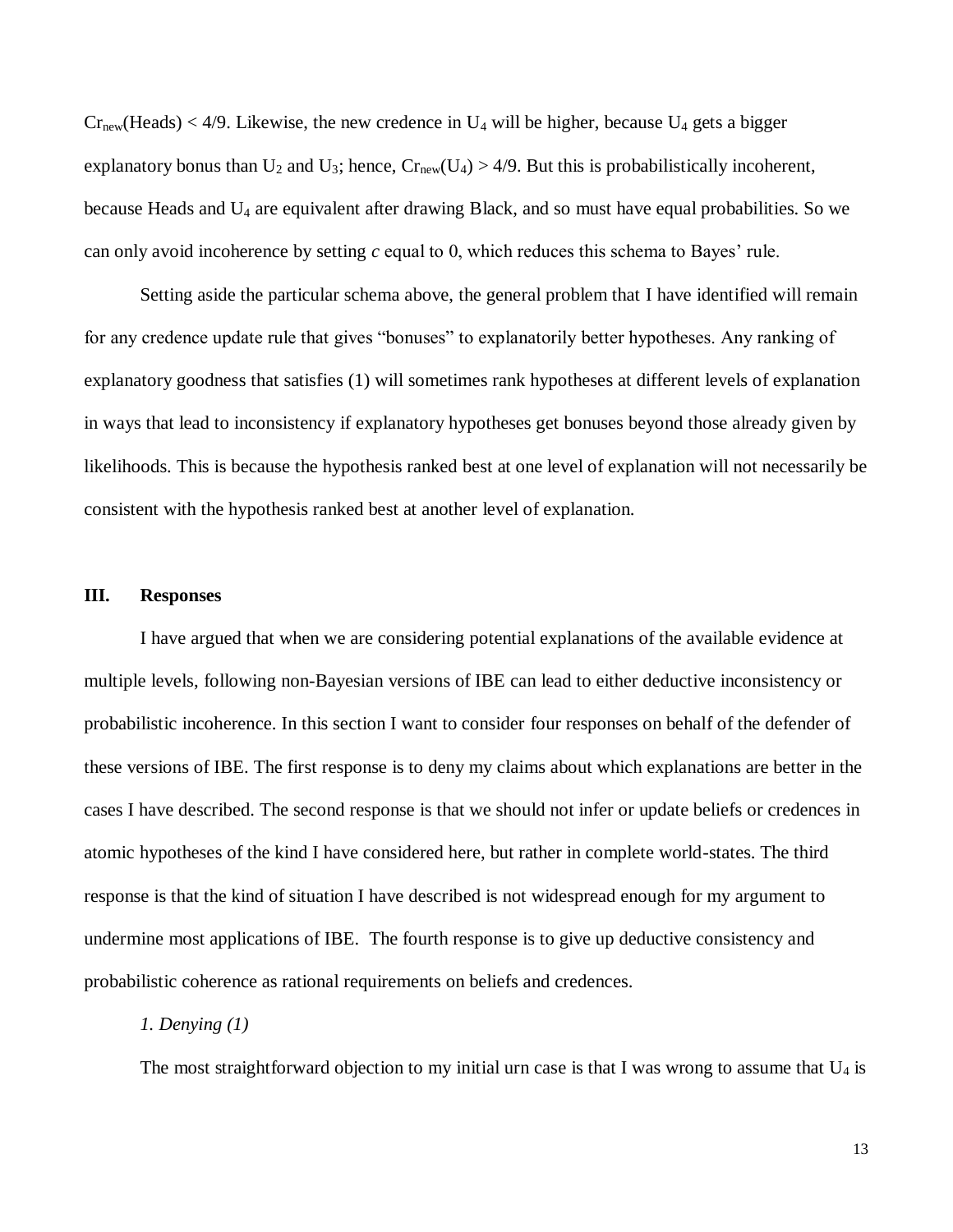$Cr_{new}(\text{Heads}) < 4/9$. Likewise, the new credence in $U_4$ will be higher, because $U_4$ gets a bigger explanatory bonus than $U_2$ and $U_3$; hence, $Cr_{new}(U_4) > 4/9$. But this is probabilistically incoherent, because Heads and $U_4$ are equivalent after drawing Black, and so must have equal probabilities. So we can only avoid incoherence by setting $c$ equal to 0, which reduces this schema to Bayes' rule.

Setting aside the particular schema above, the general problem that I have identified will remain for any credence update rule that gives "bonuses" to explanatorily better hypotheses. Any ranking of explanatory goodness that satisfies (1) will sometimes rank hypotheses at different levels of explanation in ways that lead to inconsistency if explanatory hypotheses get bonuses beyond those already given by likelihoods. This is because the hypothesis ranked best at one level of explanation will not necessarily be consistent with the hypothesis ranked best at another level of explanation.

## III. Responses

I have argued that when we are considering potential explanations of the available evidence at multiple levels, following non-Bayesian versions of IBE can lead to either deductive inconsistency or probabilistic incoherence. In this section I want to consider four responses on behalf of the defender of these versions of IBE. The first response is to deny my claims about which explanations are better in the cases I have described. The second response is that we should not infer or update beliefs or credences in atomic hypotheses of the kind I have considered here, but rather in complete world-states. The third response is that the kind of situation I have described is not widespread enough for my argument to undermine most applications of IBE. The fourth response is to give up deductive consistency and probabilistic coherence as rational requirements on beliefs and credences.

*1. Denying (1)*

The most straightforward objection to my initial urn case is that I was wrong to assume that $U_4$ is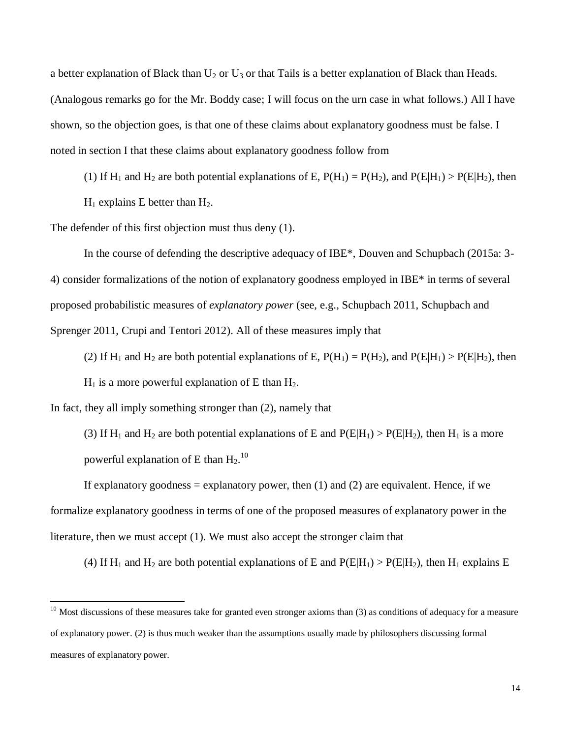a better explanation of Black than $U_2$ or $U_3$ or that Tails is a better explanation of Black than Heads. (Analogous remarks go for the Mr. Boddy case; I will focus on the urn case in what follows.) All I have shown, so the objection goes, is that one of these claims about explanatory goodness must be false. I noted in section I that these claims about explanatory goodness follow from

(1) If $H_1$ and $H_2$ are both potential explanations of E, $P(H_1) = P(H_2)$, and $P(E|H_1) > P(E|H_2)$, then $H_1$ explains E better than $H_2$.

The defender of this first objection must thus deny (1).

In the course of defending the descriptive adequacy of IBE*, Douven and Schupbach (2015a: 3-4) consider formalizations of the notion of explanatory goodness employed in IBE* in terms of several proposed probabilistic measures of *explanatory power* (see, e.g., Schupbach 2011, Schupbach and Sprenger 2011, Crupi and Tentori 2012). All of these measures imply that

(2) If $H_1$ and $H_2$ are both potential explanations of E, $P(H_1) = P(H_2)$, and $P(E|H_1) > P(E|H_2)$, then $H_1$ is a more powerful explanation of E than $H_2$.

In fact, they all imply something stronger than (2), namely that

(3) If $H_1$ and $H_2$ are both potential explanations of E and $P(E|H_1) > P(E|H_2)$, then $H_1$ is a more powerful explanation of E than $H_2$.[10]

If explanatory goodness = explanatory power, then (1) and (2) are equivalent. Hence, if we formalize explanatory goodness in terms of one of the proposed measures of explanatory power in the literature, then we must accept (1). We must also accept the stronger claim that

(4) If $H_1$ and $H_2$ are both potential explanations of E and $P(E|H_1) > P(E|H_2)$, then $H_1$ explains E

[10] Most discussions of these measures take for granted even stronger axioms than (3) as conditions of adequacy for a measure of explanatory power. (2) is thus much weaker than the assumptions usually made by philosophers discussing formal measures of explanatory power.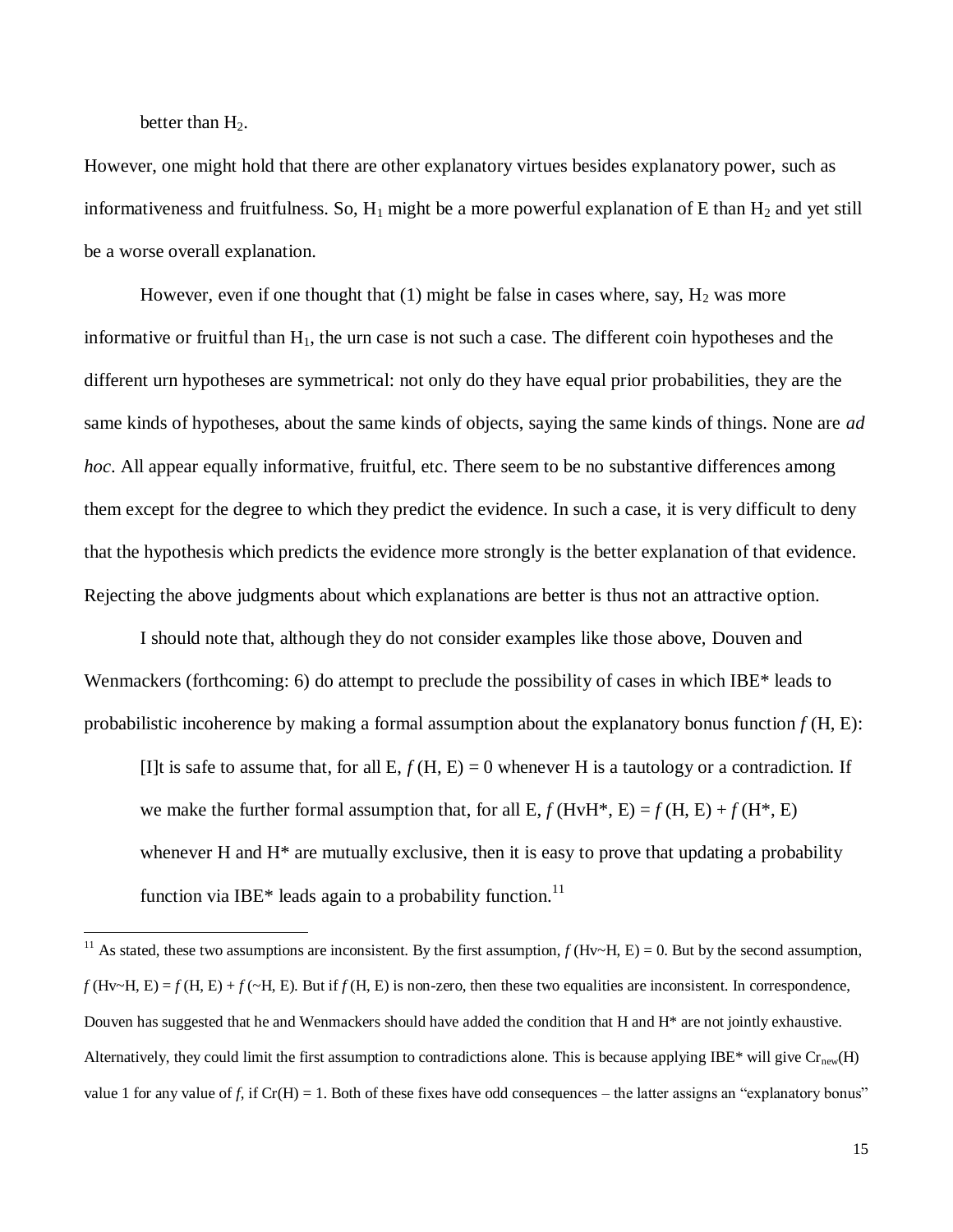better than $H_2$.

However, one might hold that there are other explanatory virtues besides explanatory power, such as informativeness and fruitfulness. So, $H_1$ might be a more powerful explanation of E than $H_2$ and yet still be a worse overall explanation.

However, even if one thought that (1) might be false in cases where, say, $H_2$ was more informative or fruitful than $H_1$, the urn case is not such a case. The different coin hypotheses and the different urn hypotheses are symmetrical: not only do they have equal prior probabilities, they are the same kinds of hypotheses, about the same kinds of objects, saying the same kinds of things. None are *ad hoc*. All appear equally informative, fruitful, etc. There seem to be no substantive differences among them except for the degree to which they predict the evidence. In such a case, it is very difficult to deny that the hypothesis which predicts the evidence more strongly is the better explanation of that evidence. Rejecting the above judgments about which explanations are better is thus not an attractive option.

I should note that, although they do not consider examples like those above, Douven and Wenmackers (forthcoming: 6) do attempt to preclude the possibility of cases in which IBE* leads to probabilistic incoherence by making a formal assumption about the explanatory bonus function $f$ (H, E):

> [I]t is safe to assume that, for all E, $f$ (H, E) = 0 whenever H is a tautology or a contradiction. If we make the further formal assumption that, for all E, $f$ (HvH*, E) = $f$ (H, E) + $f$ (H*, E) whenever H and H* are mutually exclusive, then it is easy to prove that updating a probability function via IBE* leads again to a probability function.[11]

[11] As stated, these two assumptions are inconsistent. By the first assumption, $f$ (Hv~H, E) = 0. But by the second assumption, $f$ (Hv~H, E) = $f$ (H, E) + $f$ (~H, E). But if $f$ (H, E) is non-zero, then these two equalities are inconsistent. In correspondence, Douven has suggested that he and Wenmackers should have added the condition that H and H* are not jointly exhaustive. Alternatively, they could limit the first assumption to contradictions alone. This is because applying IBE* will give $Cr_{new}(H)$ value 1 for any value of $f$, if Cr(H) = 1. Both of these fixes have odd consequences – the latter assigns an "explanatory bonus"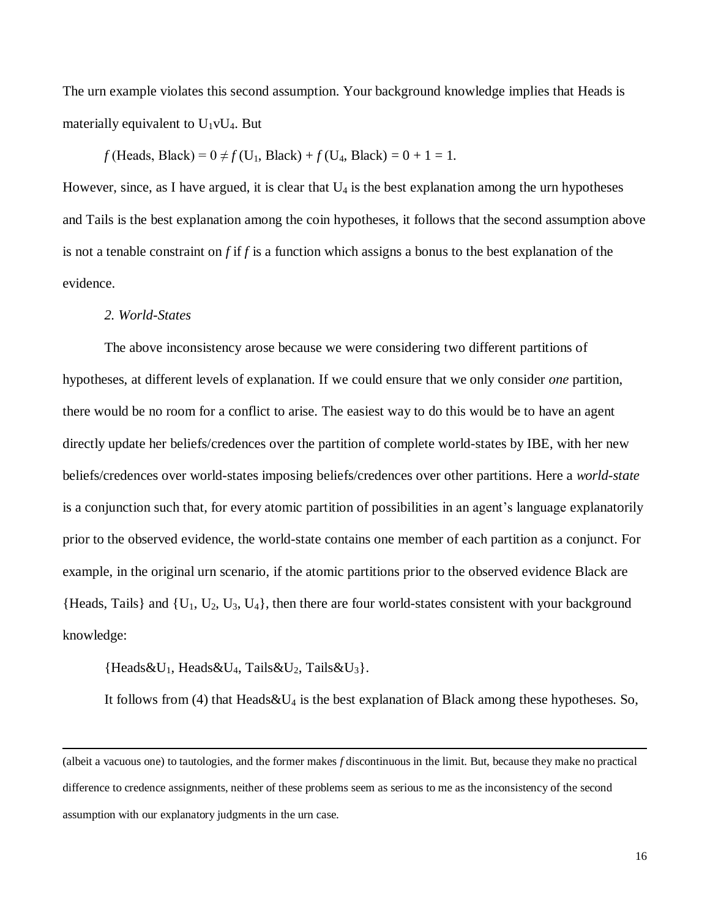The urn example violates this second assumption. Your background knowledge implies that Heads is materially equivalent to $U_1 \vee U_4$. But

$$f\,(\text{Heads, Black}) = 0 \neq f\,(U_1, \text{Black}) + f\,(U_4, \text{Black}) = 0 + 1 = 1.$$

However, since, as I have argued, it is clear that $U_4$ is the best explanation among the urn hypotheses and Tails is the best explanation among the coin hypotheses, it follows that the second assumption above is not a tenable constraint on *f* if *f* is a function which assigns a bonus to the best explanation of the evidence.

*2. World-States*

The above inconsistency arose because we were considering two different partitions of hypotheses, at different levels of explanation. If we could ensure that we only consider *one* partition, there would be no room for a conflict to arise. The easiest way to do this would be to have an agent directly update her beliefs/credences over the partition of complete world-states by IBE, with her new beliefs/credences over world-states imposing beliefs/credences over other partitions. Here a *world-state* is a conjunction such that, for every atomic partition of possibilities in an agent's language explanatorily prior to the observed evidence, the world-state contains one member of each partition as a conjunct. For example, in the original urn scenario, if the atomic partitions prior to the observed evidence Black are {Heads, Tails} and $\{U_1, U_2, U_3, U_4\}$, then there are four world-states consistent with your background knowledge:

{Heads&$U_1$, Heads&$U_4$, Tails&$U_2$, Tails&$U_3$}.

It follows from (4) that Heads&$U_4$ is the best explanation of Black among these hypotheses. So,

---

(albeit a vacuous one) to tautologies, and the former makes *f* discontinuous in the limit. But, because they make no practical difference to credence assignments, neither of these problems seem as serious to me as the inconsistency of the second assumption with our explanatory judgments in the urn case.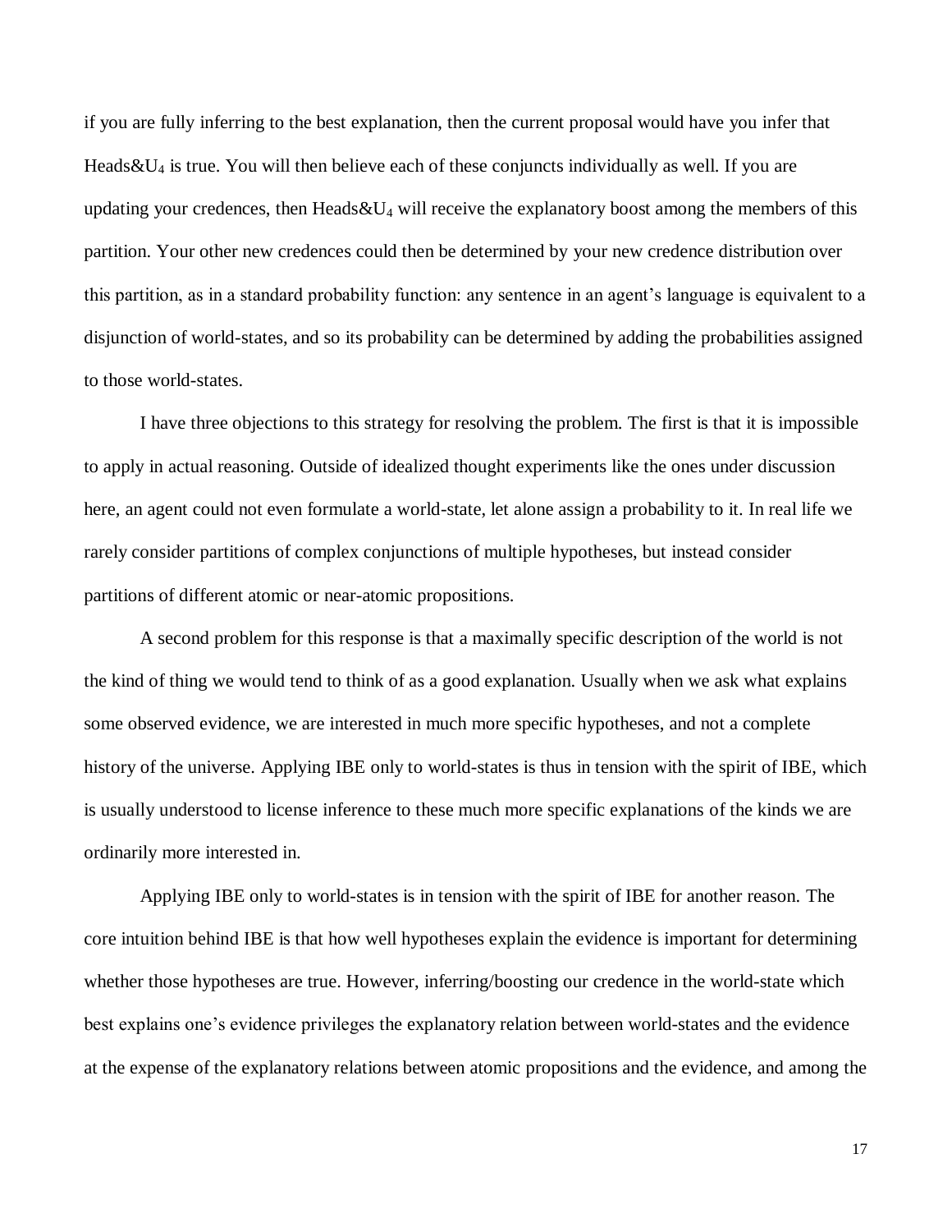if you are fully inferring to the best explanation, then the current proposal would have you infer that Heads&$U_4$ is true. You will then believe each of these conjuncts individually as well. If you are updating your credences, then Heads&$U_4$ will receive the explanatory boost among the members of this partition. Your other new credences could then be determined by your new credence distribution over this partition, as in a standard probability function: any sentence in an agent's language is equivalent to a disjunction of world-states, and so its probability can be determined by adding the probabilities assigned to those world-states.

I have three objections to this strategy for resolving the problem. The first is that it is impossible to apply in actual reasoning. Outside of idealized thought experiments like the ones under discussion here, an agent could not even formulate a world-state, let alone assign a probability to it. In real life we rarely consider partitions of complex conjunctions of multiple hypotheses, but instead consider partitions of different atomic or near-atomic propositions.

A second problem for this response is that a maximally specific description of the world is not the kind of thing we would tend to think of as a good explanation. Usually when we ask what explains some observed evidence, we are interested in much more specific hypotheses, and not a complete history of the universe. Applying IBE only to world-states is thus in tension with the spirit of IBE, which is usually understood to license inference to these much more specific explanations of the kinds we are ordinarily more interested in.

Applying IBE only to world-states is in tension with the spirit of IBE for another reason. The core intuition behind IBE is that how well hypotheses explain the evidence is important for determining whether those hypotheses are true. However, inferring/boosting our credence in the world-state which best explains one's evidence privileges the explanatory relation between world-states and the evidence at the expense of the explanatory relations between atomic propositions and the evidence, and among the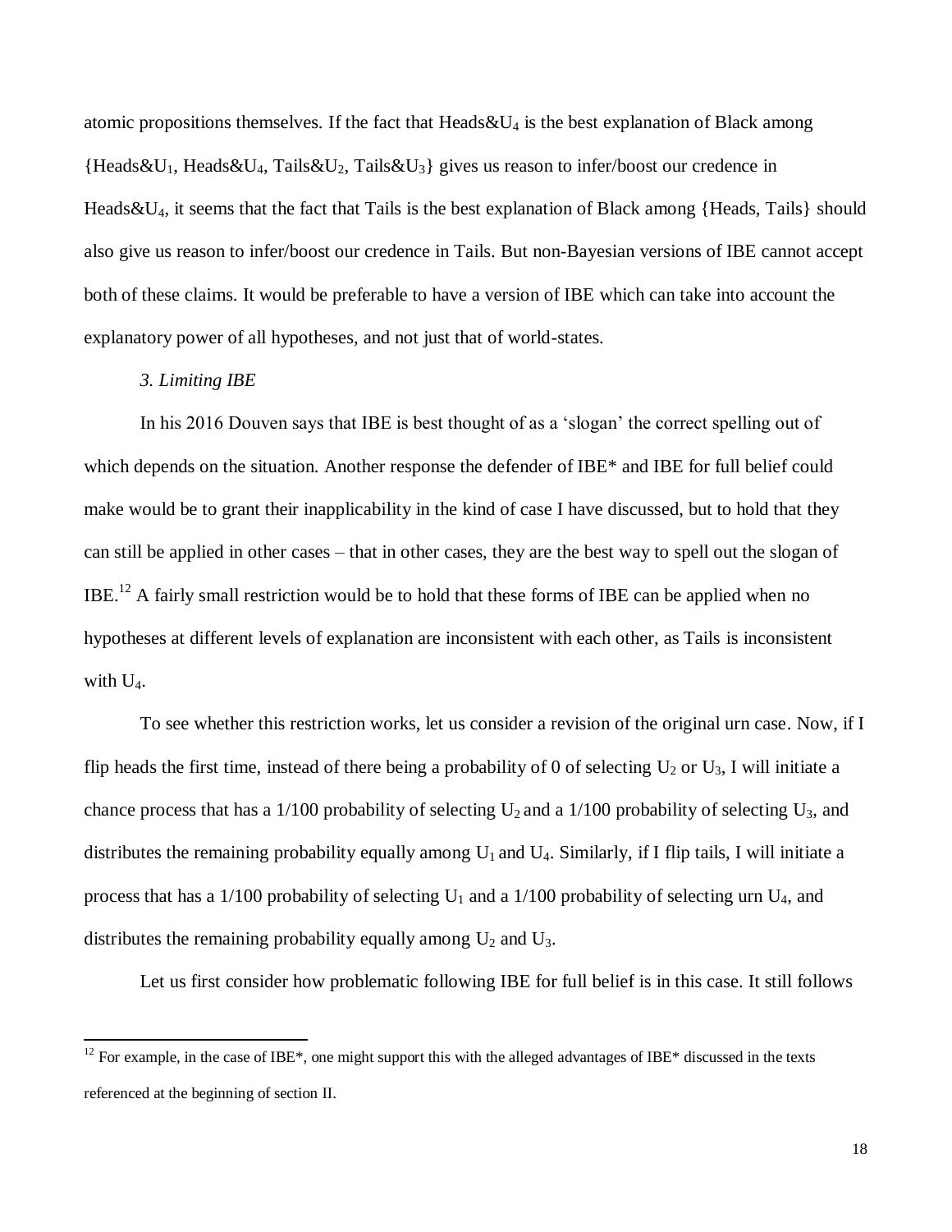atomic propositions themselves. If the fact that Heads&$U_4$ is the best explanation of Black among {Heads&$U_1$, Heads&$U_4$, Tails&$U_2$, Tails&$U_3$} gives us reason to infer/boost our credence in Heads&$U_4$, it seems that the fact that Tails is the best explanation of Black among {Heads, Tails} should also give us reason to infer/boost our credence in Tails. But non-Bayesian versions of IBE cannot accept both of these claims. It would be preferable to have a version of IBE which can take into account the explanatory power of all hypotheses, and not just that of world-states.

*3. Limiting IBE*

In his 2016 Douven says that IBE is best thought of as a 'slogan' the correct spelling out of which depends on the situation. Another response the defender of IBE* and IBE for full belief could make would be to grant their inapplicability in the kind of case I have discussed, but to hold that they can still be applied in other cases – that in other cases, they are the best way to spell out the slogan of IBE.[12] A fairly small restriction would be to hold that these forms of IBE can be applied when no hypotheses at different levels of explanation are inconsistent with each other, as Tails is inconsistent with $U_4$.

To see whether this restriction works, let us consider a revision of the original urn case. Now, if I flip heads the first time, instead of there being a probability of 0 of selecting $U_2$ or $U_3$, I will initiate a chance process that has a 1/100 probability of selecting $U_2$ and a 1/100 probability of selecting $U_3$, and distributes the remaining probability equally among $U_1$ and $U_4$. Similarly, if I flip tails, I will initiate a process that has a 1/100 probability of selecting $U_1$ and a 1/100 probability of selecting urn $U_4$, and distributes the remaining probability equally among $U_2$ and $U_3$.

Let us first consider how problematic following IBE for full belief is in this case. It still follows

[12] For example, in the case of IBE*, one might support this with the alleged advantages of IBE* discussed in the texts referenced at the beginning of section II.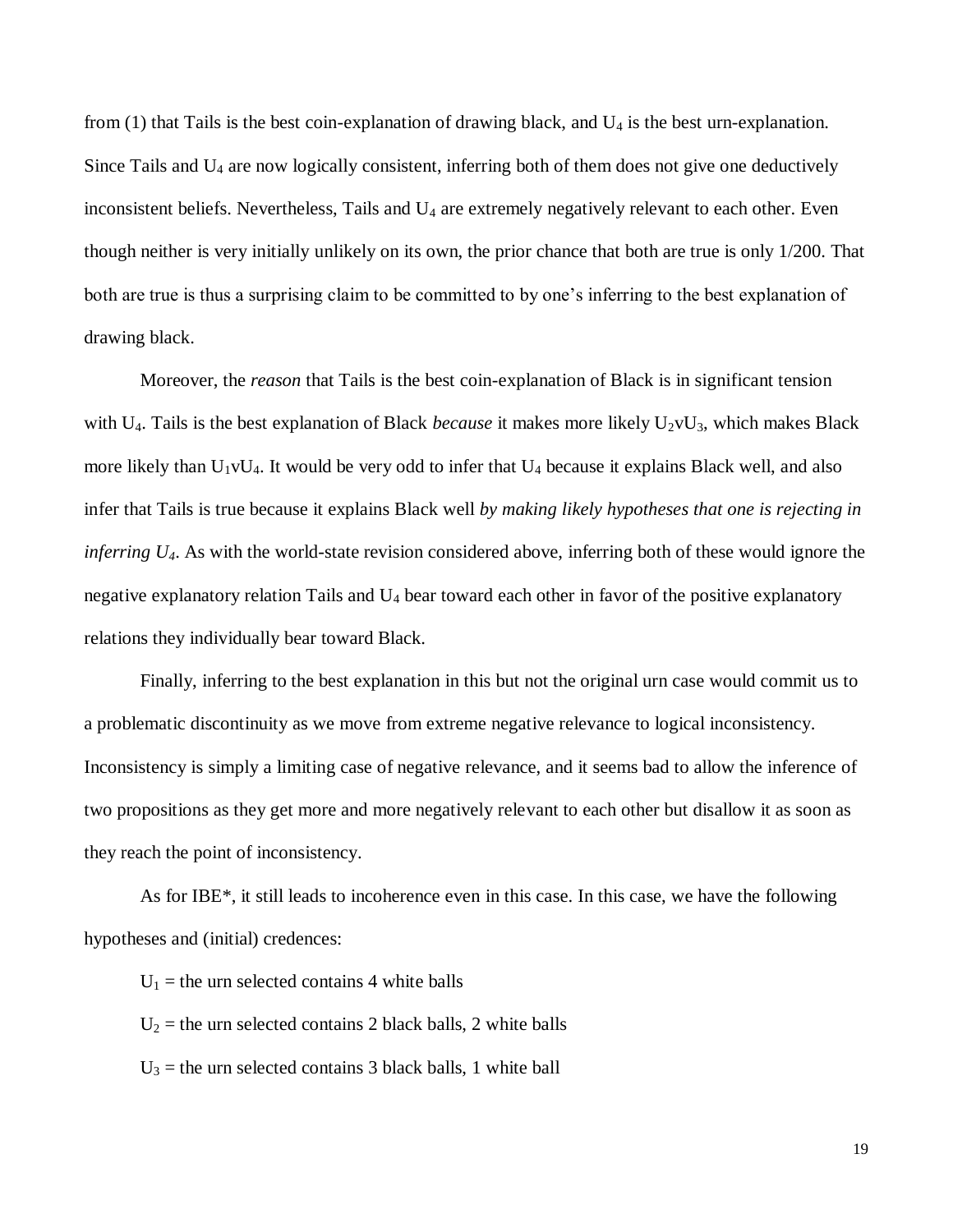from (1) that Tails is the best coin-explanation of drawing black, and $U_4$ is the best urn-explanation. Since Tails and $U_4$ are now logically consistent, inferring both of them does not give one deductively inconsistent beliefs. Nevertheless, Tails and $U_4$ are extremely negatively relevant to each other. Even though neither is very initially unlikely on its own, the prior chance that both are true is only 1/200. That both are true is thus a surprising claim to be committed to by one's inferring to the best explanation of drawing black.

Moreover, the *reason* that Tails is the best coin-explanation of Black is in significant tension with $U_4$. Tails is the best explanation of Black *because* it makes more likely $U_2 \vee U_3$, which makes Black more likely than $U_1 \vee U_4$. It would be very odd to infer that $U_4$ because it explains Black well, and also infer that Tails is true because it explains Black well *by making likely hypotheses that one is rejecting in inferring $U_4$*. As with the world-state revision considered above, inferring both of these would ignore the negative explanatory relation Tails and $U_4$ bear toward each other in favor of the positive explanatory relations they individually bear toward Black.

Finally, inferring to the best explanation in this but not the original urn case would commit us to a problematic discontinuity as we move from extreme negative relevance to logical inconsistency. Inconsistency is simply a limiting case of negative relevance, and it seems bad to allow the inference of two propositions as they get more and more negatively relevant to each other but disallow it as soon as they reach the point of inconsistency.

As for IBE*, it still leads to incoherence even in this case. In this case, we have the following hypotheses and (initial) credences:

$U_1$ = the urn selected contains 4 white balls

$U_2$ = the urn selected contains 2 black balls, 2 white balls

$U_3$ = the urn selected contains 3 black balls, 1 white ball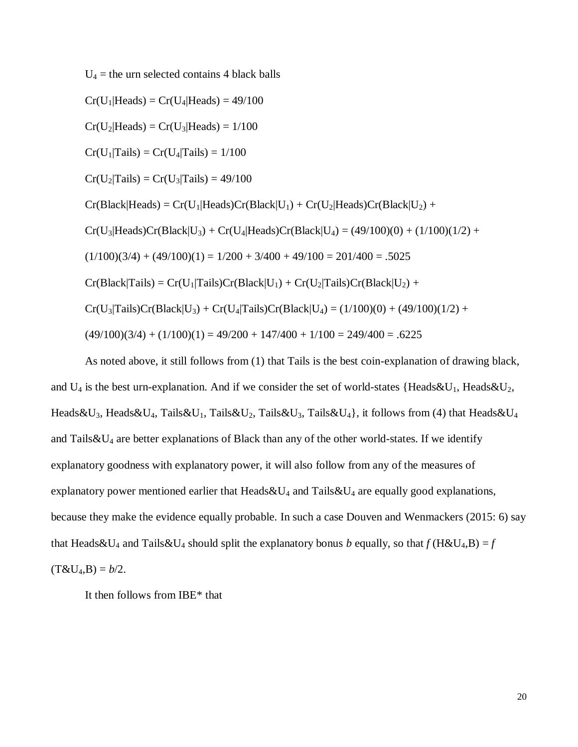$U_4$ = the urn selected contains 4 black balls

$Cr(U_1|Heads) = Cr(U_4|Heads) = 49/100$

$Cr(U_2|Heads) = Cr(U_3|Heads) = 1/100$

$Cr(U_1|Tails) = Cr(U_4|Tails) = 1/100$

$Cr(U_2|Tails) = Cr(U_3|Tails) = 49/100$

$Cr(Black|Heads) = Cr(U_1|Heads)Cr(Black|U_1) + Cr(U_2|Heads)Cr(Black|U_2) +$

$Cr(U_3|Heads)Cr(Black|U_3) + Cr(U_4|Heads)Cr(Black|U_4) = (49/100)(0) + (1/100)(1/2) +$

$(1/100)(3/4) + (49/100)(1) = 1/200 + 3/400 + 49/100 = 201/400 = .5025$

$Cr(Black|Tails) = Cr(U_1|Tails)Cr(Black|U_1) + Cr(U_2|Tails)Cr(Black|U_2) +$

$Cr(U_3|Tails)Cr(Black|U_3) + Cr(U_4|Tails)Cr(Black|U_4) = (1/100)(0) + (49/100)(1/2) +$

$(49/100)(3/4) + (1/100)(1) = 49/200 + 147/400 + 1/100 = 249/400 = .6225$

As noted above, it still follows from (1) that Tails is the best coin-explanation of drawing black, and $U_4$ is the best urn-explanation. And if we consider the set of world-states {Heads&$U_1$, Heads&$U_2$, Heads&$U_3$, Heads&$U_4$, Tails&$U_1$, Tails&$U_2$, Tails&$U_3$, Tails&$U_4$}, it follows from (4) that Heads&$U_4$ and Tails&$U_4$ are better explanations of Black than any of the other world-states. If we identify explanatory goodness with explanatory power, it will also follow from any of the measures of explanatory power mentioned earlier that Heads&$U_4$ and Tails&$U_4$ are equally good explanations, because they make the evidence equally probable. In such a case Douven and Wenmackers (2015: 6) say that Heads&$U_4$ and Tails&$U_4$ should split the explanatory bonus *b* equally, so that $f(H\&U_4,B) = f(T\&U_4,B) = b/2$.

It then follows from IBE* that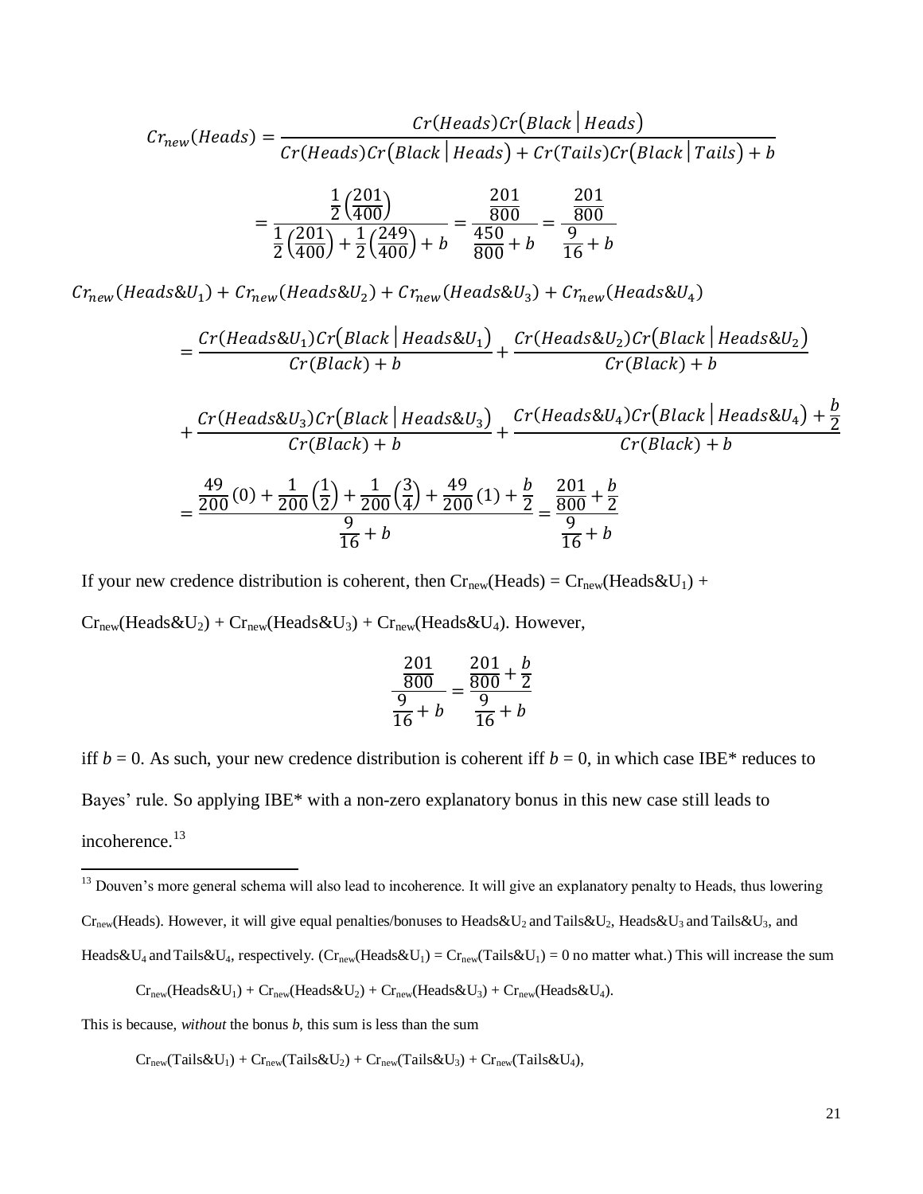$$Cr_{new}(Heads) = \frac{Cr(Heads)Cr(Black \mid Heads)}{Cr(Heads)Cr(Black \mid Heads) + Cr(Tails)Cr(Black \mid Tails) + b}$$

$$= \frac{\frac{1}{2}\left(\frac{201}{400}\right)}{\frac{1}{2}\left(\frac{201}{400}\right) + \frac{1}{2}\left(\frac{249}{400}\right) + b} = \frac{\frac{201}{800}}{\frac{450}{800} + b} = \frac{\frac{201}{800}}{\frac{9}{16} + b}$$

$$Cr_{new}(Heads\&U_1) + Cr_{new}(Heads\&U_2) + Cr_{new}(Heads\&U_3) + Cr_{new}(Heads\&U_4)$$

$$= \frac{Cr(Heads\&U_1)Cr(Black \mid Heads\&U_1)}{Cr(Black) + b} + \frac{Cr(Heads\&U_2)Cr(Black \mid Heads\&U_2)}{Cr(Black) + b}$$

$$+ \frac{Cr(Heads\&U_3)Cr(Black \mid Heads\&U_3)}{Cr(Black) + b} + \frac{Cr(Heads\&U_4)Cr(Black \mid Heads\&U_4) + \frac{b}{2}}{Cr(Black) + b}$$

$$= \frac{\frac{49}{200}(0) + \frac{1}{200}\left(\frac{1}{2}\right) + \frac{1}{200}\left(\frac{3}{4}\right) + \frac{49}{200}(1) + \frac{b}{2}}{\frac{9}{16} + b} = \frac{\frac{201}{800} + \frac{b}{2}}{\frac{9}{16} + b}$$

If your new credence distribution is coherent, then $Cr_{new}(Heads) = Cr_{new}(Heads\&U_1) + Cr_{new}(Heads\&U_2) + Cr_{new}(Heads\&U_3) + Cr_{new}(Heads\&U_4)$. However,

$$\frac{\frac{201}{800}}{\frac{9}{16} + b} = \frac{\frac{201}{800} + \frac{b}{2}}{\frac{9}{16} + b}$$

iff $b = 0$. As such, your new credence distribution is coherent iff $b = 0$, in which case IBE* reduces to Bayes' rule. So applying IBE* with a non-zero explanatory bonus in this new case still leads to incoherence.[13]

---

[13] Douven's more general schema will also lead to incoherence. It will give an explanatory penalty to Heads, thus lowering $Cr_{new}(Heads)$. However, it will give equal penalties/bonuses to $Heads\&U_2$ and $Tails\&U_2$, $Heads\&U_3$ and $Tails\&U_3$, and $Heads\&U_4$ and $Tails\&U_4$, respectively. ($Cr_{new}(Heads\&U_1) = Cr_{new}(Tails\&U_1) = 0$ no matter what.) This will increase the sum

$Cr_{new}(Heads\&U_1) + Cr_{new}(Heads\&U_2) + Cr_{new}(Heads\&U_3) + Cr_{new}(Heads\&U_4)$.

This is because, *without* the bonus *b*, this sum is less than the sum

$Cr_{new}(Tails\&U_1) + Cr_{new}(Tails\&U_2) + Cr_{new}(Tails\&U_3) + Cr_{new}(Tails\&U_4)$,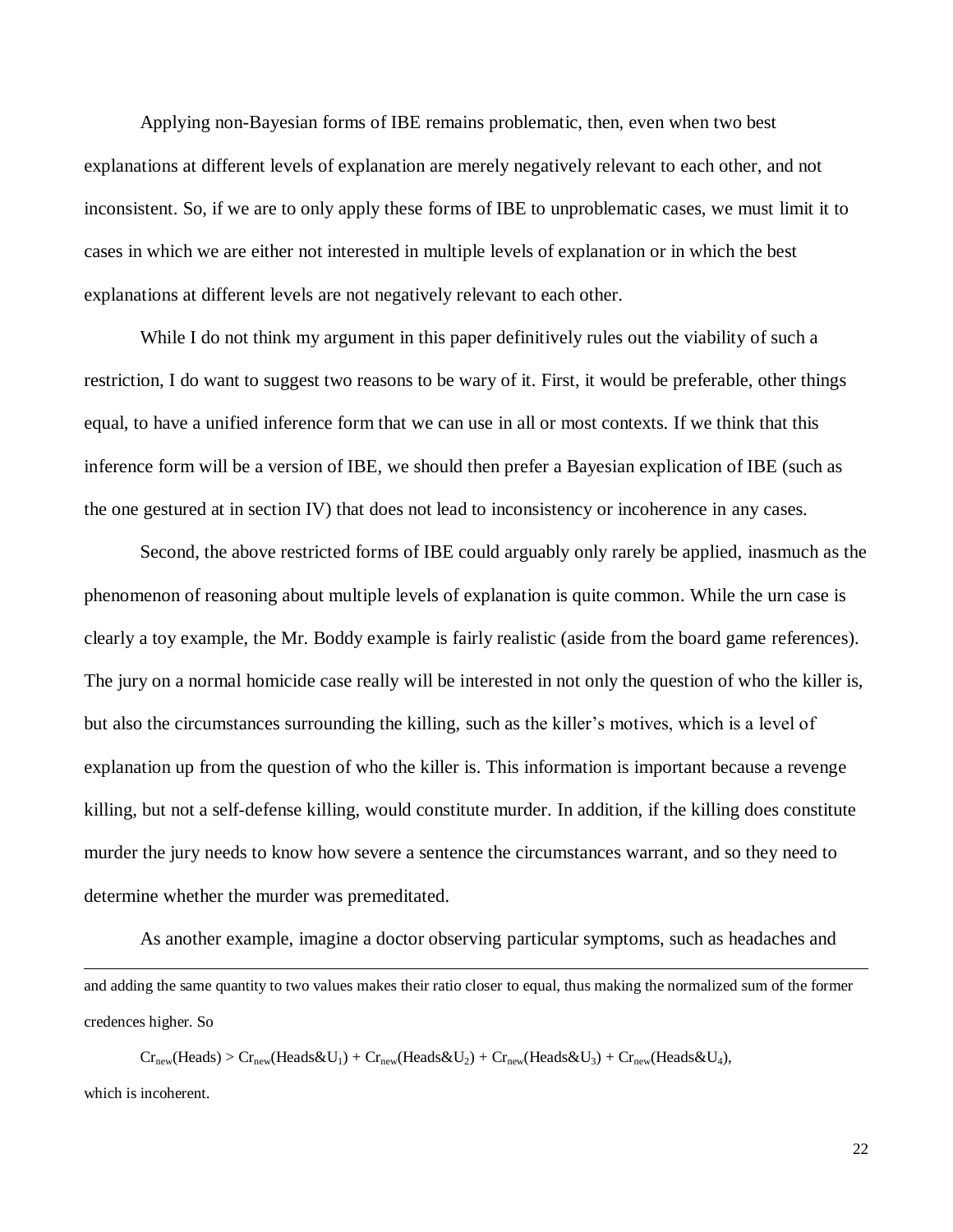Applying non-Bayesian forms of IBE remains problematic, then, even when two best explanations at different levels of explanation are merely negatively relevant to each other, and not inconsistent. So, if we are to only apply these forms of IBE to unproblematic cases, we must limit it to cases in which we are either not interested in multiple levels of explanation or in which the best explanations at different levels are not negatively relevant to each other.

While I do not think my argument in this paper definitively rules out the viability of such a restriction, I do want to suggest two reasons to be wary of it. First, it would be preferable, other things equal, to have a unified inference form that we can use in all or most contexts. If we think that this inference form will be a version of IBE, we should then prefer a Bayesian explication of IBE (such as the one gestured at in section IV) that does not lead to inconsistency or incoherence in any cases.

Second, the above restricted forms of IBE could arguably only rarely be applied, inasmuch as the phenomenon of reasoning about multiple levels of explanation is quite common. While the urn case is clearly a toy example, the Mr. Boddy example is fairly realistic (aside from the board game references). The jury on a normal homicide case really will be interested in not only the question of who the killer is, but also the circumstances surrounding the killing, such as the killer's motives, which is a level of explanation up from the question of who the killer is. This information is important because a revenge killing, but not a self-defense killing, would constitute murder. In addition, if the killing does constitute murder the jury needs to know how severe a sentence the circumstances warrant, and so they need to determine whether the murder was premeditated.

As another example, imagine a doctor observing particular symptoms, such as headaches and

---

and adding the same quantity to two values makes their ratio closer to equal, thus making the normalized sum of the former credences higher. So

$$Cr_{new}(Heads) > Cr_{new}(Heads\&U_1) + Cr_{new}(Heads\&U_2) + Cr_{new}(Heads\&U_3) + Cr_{new}(Heads\&U_4),$$

which is incoherent.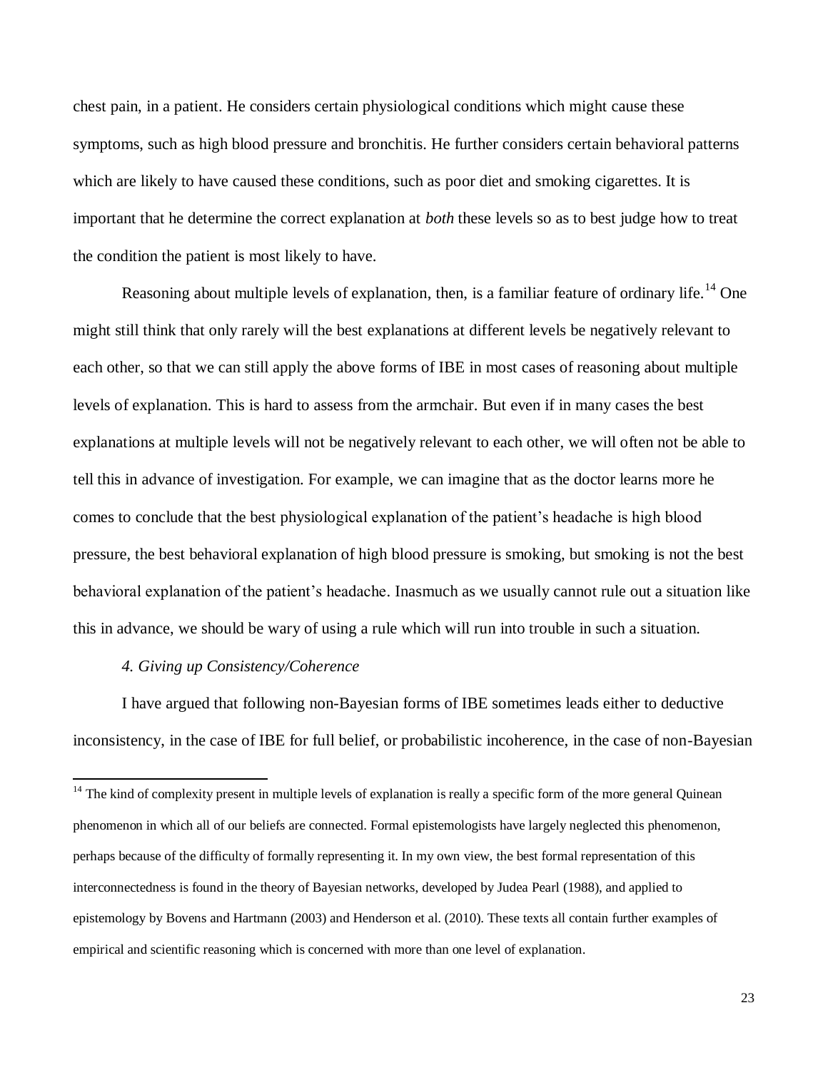chest pain, in a patient. He considers certain physiological conditions which might cause these symptoms, such as high blood pressure and bronchitis. He further considers certain behavioral patterns which are likely to have caused these conditions, such as poor diet and smoking cigarettes. It is important that he determine the correct explanation at *both* these levels so as to best judge how to treat the condition the patient is most likely to have.

Reasoning about multiple levels of explanation, then, is a familiar feature of ordinary life.[14] One might still think that only rarely will the best explanations at different levels be negatively relevant to each other, so that we can still apply the above forms of IBE in most cases of reasoning about multiple levels of explanation. This is hard to assess from the armchair. But even if in many cases the best explanations at multiple levels will not be negatively relevant to each other, we will often not be able to tell this in advance of investigation. For example, we can imagine that as the doctor learns more he comes to conclude that the best physiological explanation of the patient's headache is high blood pressure, the best behavioral explanation of high blood pressure is smoking, but smoking is not the best behavioral explanation of the patient's headache. Inasmuch as we usually cannot rule out a situation like this in advance, we should be wary of using a rule which will run into trouble in such a situation.

*4. Giving up Consistency/Coherence*

I have argued that following non-Bayesian forms of IBE sometimes leads either to deductive inconsistency, in the case of IBE for full belief, or probabilistic incoherence, in the case of non-Bayesian

[14] The kind of complexity present in multiple levels of explanation is really a specific form of the more general Quinean phenomenon in which all of our beliefs are connected. Formal epistemologists have largely neglected this phenomenon, perhaps because of the difficulty of formally representing it. In my own view, the best formal representation of this interconnectedness is found in the theory of Bayesian networks, developed by Judea Pearl (1988), and applied to epistemology by Bovens and Hartmann (2003) and Henderson et al. (2010). These texts all contain further examples of empirical and scientific reasoning which is concerned with more than one level of explanation.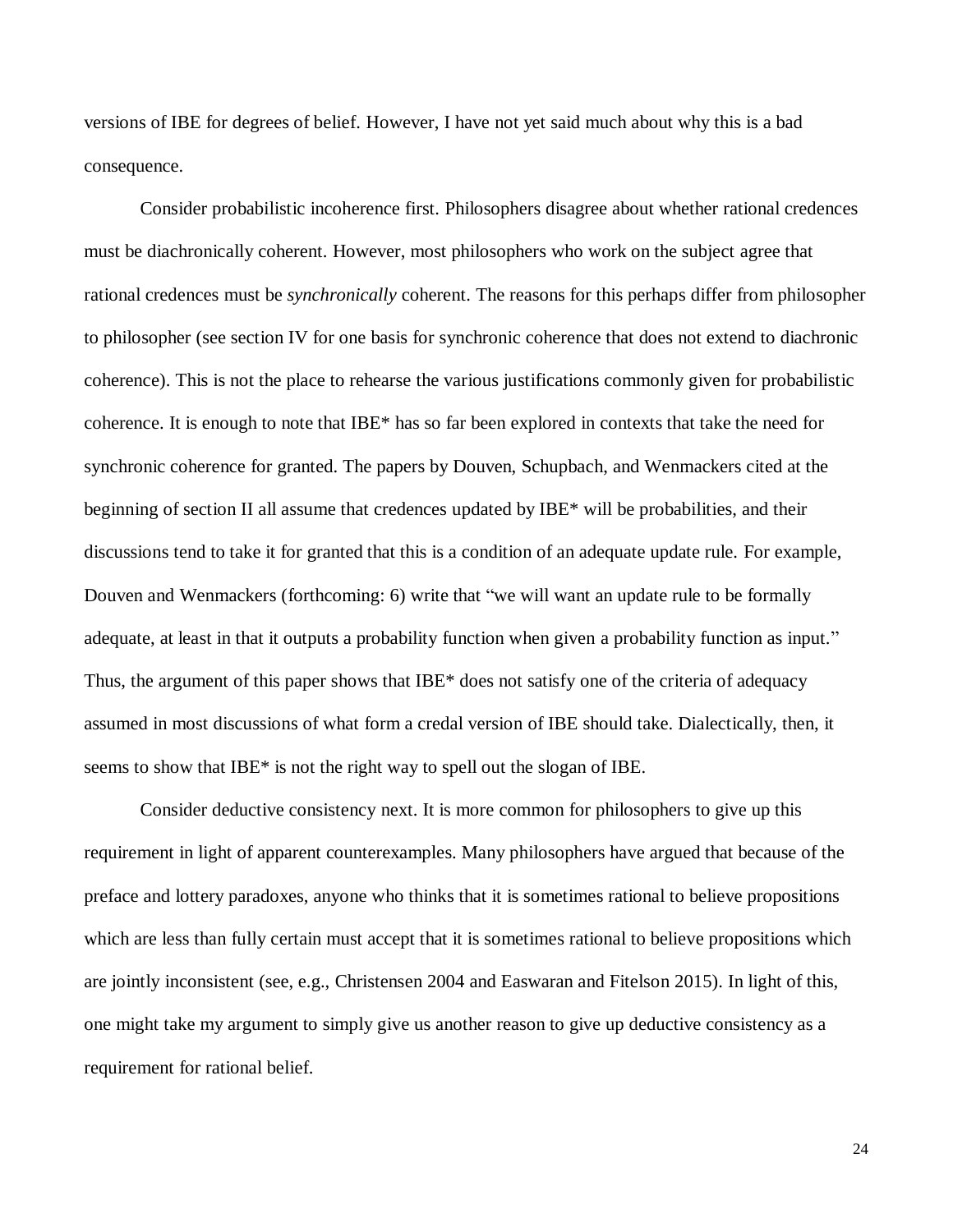versions of IBE for degrees of belief. However, I have not yet said much about why this is a bad consequence.

Consider probabilistic incoherence first. Philosophers disagree about whether rational credences must be diachronically coherent. However, most philosophers who work on the subject agree that rational credences must be *synchronically* coherent. The reasons for this perhaps differ from philosopher to philosopher (see section IV for one basis for synchronic coherence that does not extend to diachronic coherence). This is not the place to rehearse the various justifications commonly given for probabilistic coherence. It is enough to note that IBE* has so far been explored in contexts that take the need for synchronic coherence for granted. The papers by Douven, Schupbach, and Wenmackers cited at the beginning of section II all assume that credences updated by IBE* will be probabilities, and their discussions tend to take it for granted that this is a condition of an adequate update rule. For example, Douven and Wenmackers (forthcoming: 6) write that "we will want an update rule to be formally adequate, at least in that it outputs a probability function when given a probability function as input." Thus, the argument of this paper shows that IBE* does not satisfy one of the criteria of adequacy assumed in most discussions of what form a credal version of IBE should take. Dialectically, then, it seems to show that IBE* is not the right way to spell out the slogan of IBE.

Consider deductive consistency next. It is more common for philosophers to give up this requirement in light of apparent counterexamples. Many philosophers have argued that because of the preface and lottery paradoxes, anyone who thinks that it is sometimes rational to believe propositions which are less than fully certain must accept that it is sometimes rational to believe propositions which are jointly inconsistent (see, e.g., Christensen 2004 and Easwaran and Fitelson 2015). In light of this, one might take my argument to simply give us another reason to give up deductive consistency as a requirement for rational belief.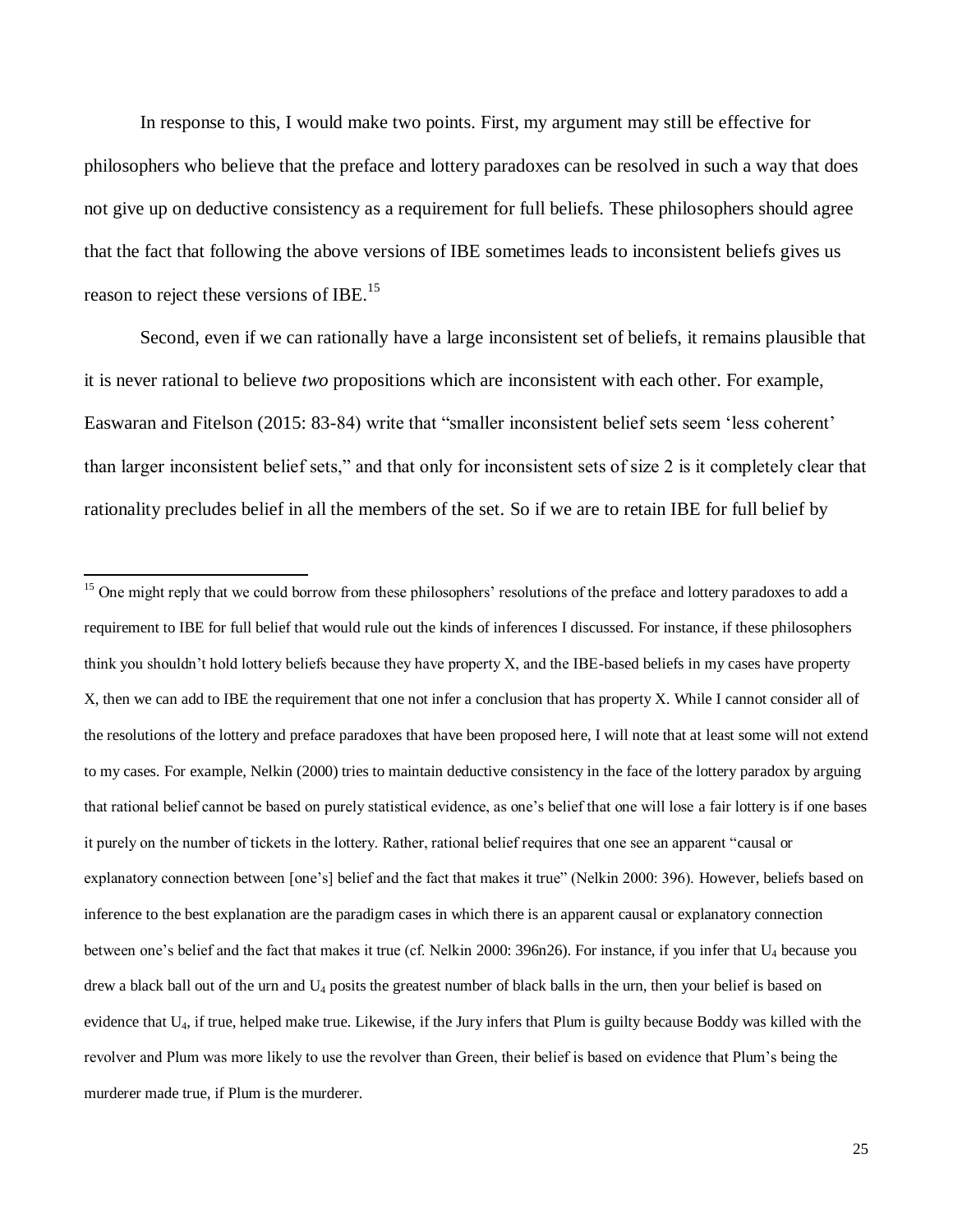In response to this, I would make two points. First, my argument may still be effective for philosophers who believe that the preface and lottery paradoxes can be resolved in such a way that does not give up on deductive consistency as a requirement for full beliefs. These philosophers should agree that the fact that following the above versions of IBE sometimes leads to inconsistent beliefs gives us reason to reject these versions of IBE.[15]

Second, even if we can rationally have a large inconsistent set of beliefs, it remains plausible that it is never rational to believe *two* propositions which are inconsistent with each other. For example, Easwaran and Fitelson (2015: 83-84) write that "smaller inconsistent belief sets seem 'less coherent' than larger inconsistent belief sets," and that only for inconsistent sets of size 2 is it completely clear that rationality precludes belief in all the members of the set. So if we are to retain IBE for full belief by

---

[15] One might reply that we could borrow from these philosophers' resolutions of the preface and lottery paradoxes to add a requirement to IBE for full belief that would rule out the kinds of inferences I discussed. For instance, if these philosophers think you shouldn't hold lottery beliefs because they have property X, and the IBE-based beliefs in my cases have property X, then we can add to IBE the requirement that one not infer a conclusion that has property X. While I cannot consider all of the resolutions of the lottery and preface paradoxes that have been proposed here, I will note that at least some will not extend to my cases. For example, Nelkin (2000) tries to maintain deductive consistency in the face of the lottery paradox by arguing that rational belief cannot be based on purely statistical evidence, as one's belief that one will lose a fair lottery is if one bases it purely on the number of tickets in the lottery. Rather, rational belief requires that one see an apparent "causal or explanatory connection between [one's] belief and the fact that makes it true" (Nelkin 2000: 396). However, beliefs based on inference to the best explanation are the paradigm cases in which there is an apparent causal or explanatory connection between one's belief and the fact that makes it true (cf. Nelkin 2000: 396n26). For instance, if you infer that $U_4$ because you drew a black ball out of the urn and $U_4$ posits the greatest number of black balls in the urn, then your belief is based on evidence that $U_4$, if true, helped make true. Likewise, if the Jury infers that Plum is guilty because Boddy was killed with the revolver and Plum was more likely to use the revolver than Green, their belief is based on evidence that Plum's being the murderer made true, if Plum is the murderer.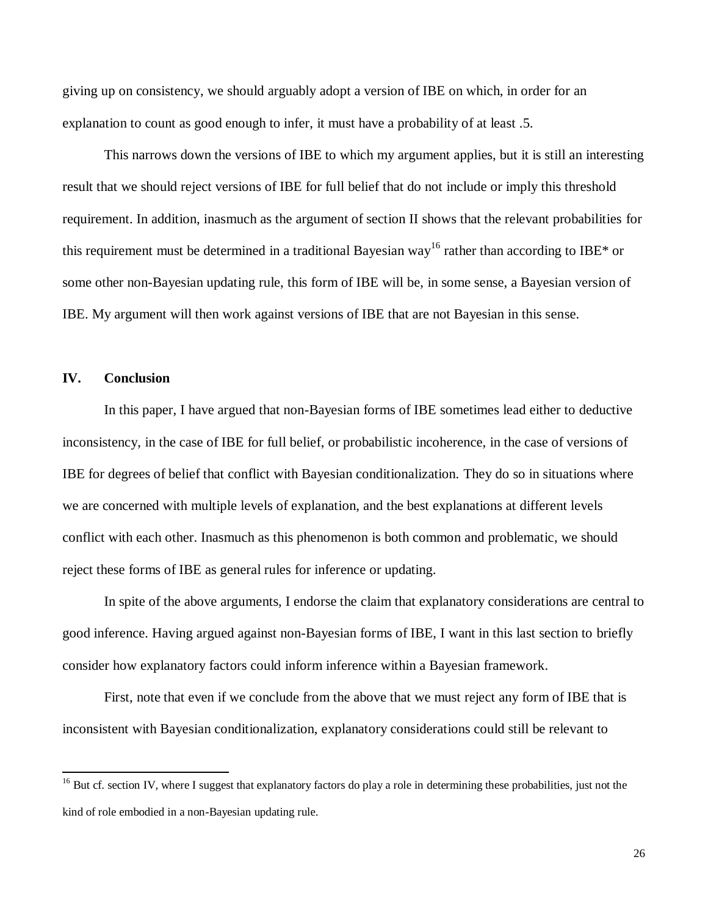giving up on consistency, we should arguably adopt a version of IBE on which, in order for an explanation to count as good enough to infer, it must have a probability of at least .5.

This narrows down the versions of IBE to which my argument applies, but it is still an interesting result that we should reject versions of IBE for full belief that do not include or imply this threshold requirement. In addition, inasmuch as the argument of section II shows that the relevant probabilities for this requirement must be determined in a traditional Bayesian way[16] rather than according to IBE* or some other non-Bayesian updating rule, this form of IBE will be, in some sense, a Bayesian version of IBE. My argument will then work against versions of IBE that are not Bayesian in this sense.

## IV. Conclusion

In this paper, I have argued that non-Bayesian forms of IBE sometimes lead either to deductive inconsistency, in the case of IBE for full belief, or probabilistic incoherence, in the case of versions of IBE for degrees of belief that conflict with Bayesian conditionalization. They do so in situations where we are concerned with multiple levels of explanation, and the best explanations at different levels conflict with each other. Inasmuch as this phenomenon is both common and problematic, we should reject these forms of IBE as general rules for inference or updating.

In spite of the above arguments, I endorse the claim that explanatory considerations are central to good inference. Having argued against non-Bayesian forms of IBE, I want in this last section to briefly consider how explanatory factors could inform inference within a Bayesian framework.

First, note that even if we conclude from the above that we must reject any form of IBE that is inconsistent with Bayesian conditionalization, explanatory considerations could still be relevant to

[16] But cf. section IV, where I suggest that explanatory factors do play a role in determining these probabilities, just not the kind of role embodied in a non-Bayesian updating rule.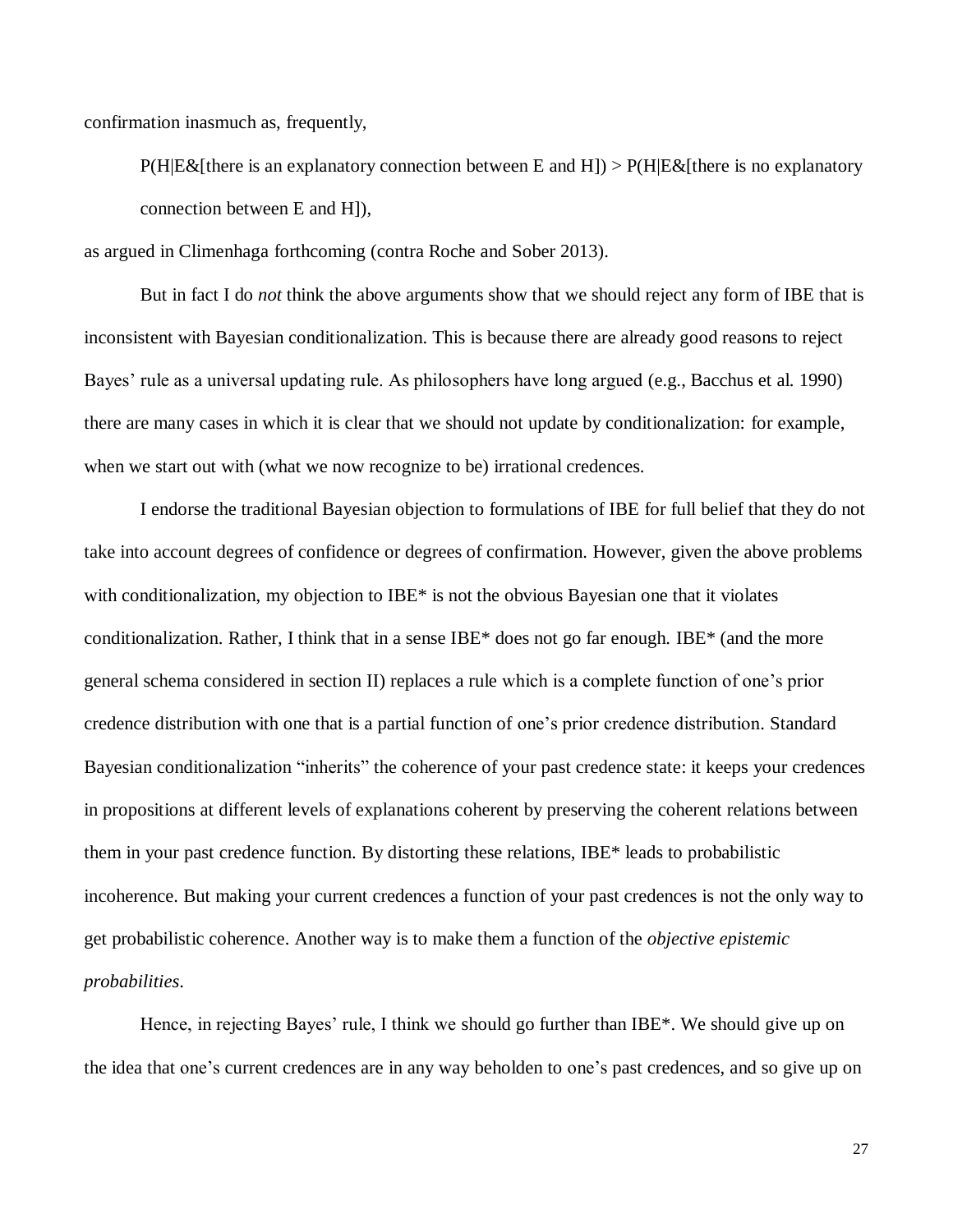confirmation inasmuch as, frequently,

> P(H|E&[there is an explanatory connection between E and H]) > P(H|E&[there is no explanatory connection between E and H]),

as argued in Climenhaga forthcoming (contra Roche and Sober 2013).

But in fact I do *not* think the above arguments show that we should reject any form of IBE that is inconsistent with Bayesian conditionalization. This is because there are already good reasons to reject Bayes' rule as a universal updating rule. As philosophers have long argued (e.g., Bacchus et al. 1990) there are many cases in which it is clear that we should not update by conditionalization: for example, when we start out with (what we now recognize to be) irrational credences.

I endorse the traditional Bayesian objection to formulations of IBE for full belief that they do not take into account degrees of confidence or degrees of confirmation. However, given the above problems with conditionalization, my objection to IBE* is not the obvious Bayesian one that it violates conditionalization. Rather, I think that in a sense IBE* does not go far enough. IBE* (and the more general schema considered in section II) replaces a rule which is a complete function of one's prior credence distribution with one that is a partial function of one's prior credence distribution. Standard Bayesian conditionalization "inherits" the coherence of your past credence state: it keeps your credences in propositions at different levels of explanations coherent by preserving the coherent relations between them in your past credence function. By distorting these relations, IBE* leads to probabilistic incoherence. But making your current credences a function of your past credences is not the only way to get probabilistic coherence. Another way is to make them a function of the *objective epistemic probabilities*.

Hence, in rejecting Bayes' rule, I think we should go further than IBE*. We should give up on the idea that one's current credences are in any way beholden to one's past credences, and so give up on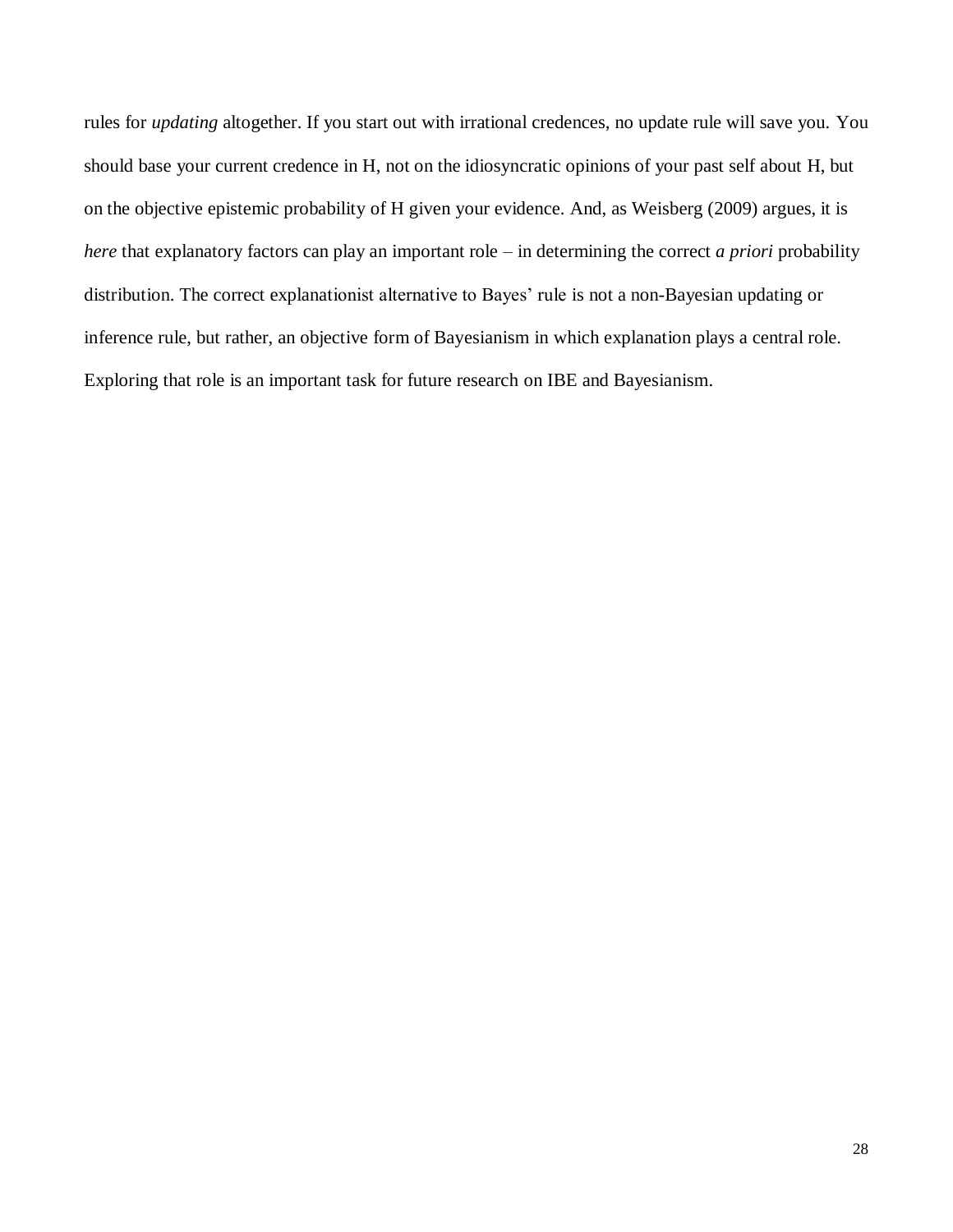rules for *updating* altogether. If you start out with irrational credences, no update rule will save you. You should base your current credence in H, not on the idiosyncratic opinions of your past self about H, but on the objective epistemic probability of H given your evidence. And, as Weisberg (2009) argues, it is *here* that explanatory factors can play an important role – in determining the correct *a priori* probability distribution. The correct explanationist alternative to Bayes' rule is not a non-Bayesian updating or inference rule, but rather, an objective form of Bayesianism in which explanation plays a central role. Exploring that role is an important task for future research on IBE and Bayesianism.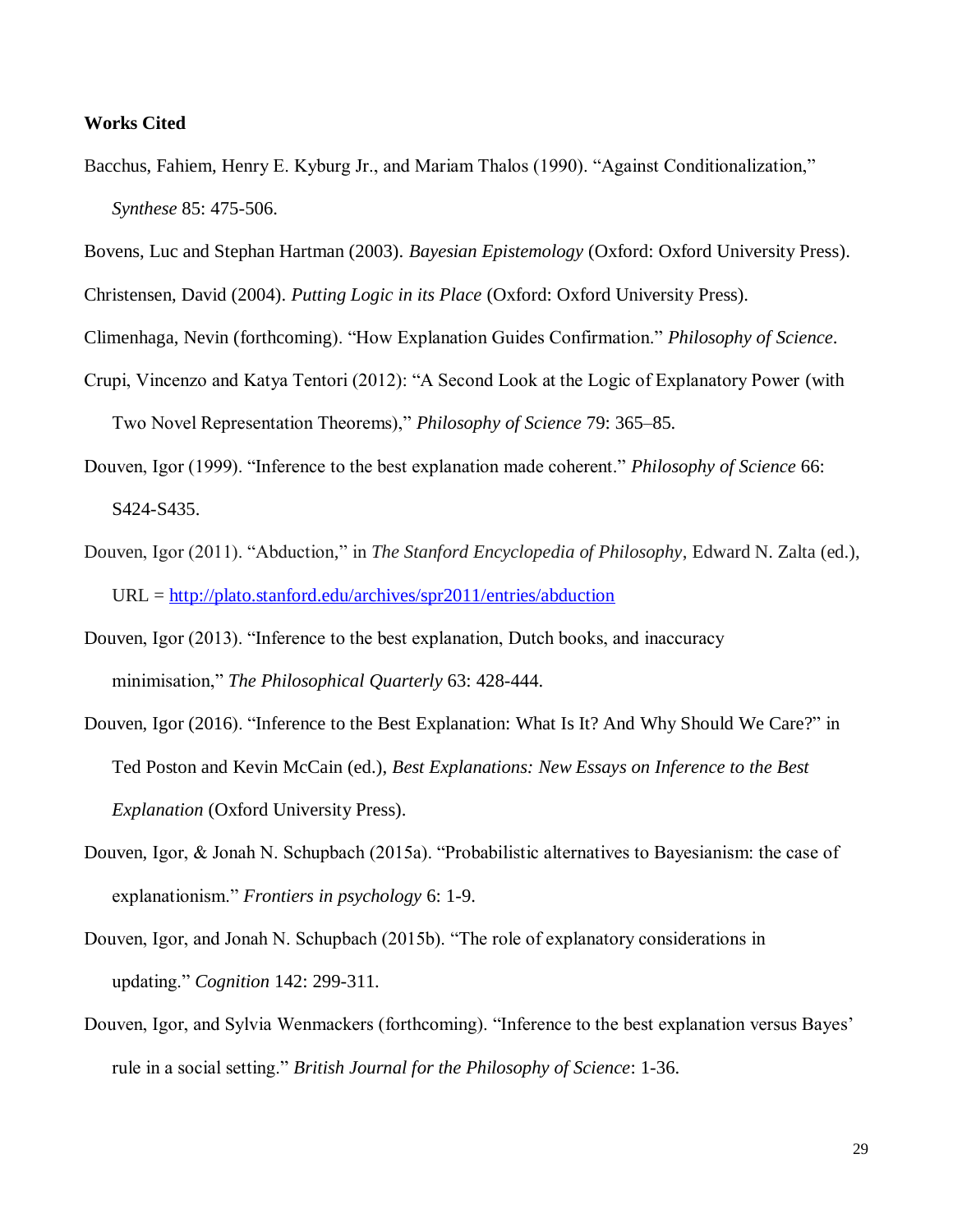**Works Cited**

Bacchus, Fahiem, Henry E. Kyburg Jr., and Mariam Thalos (1990). "Against Conditionalization," *Synthese* 85: 475-506.

Bovens, Luc and Stephan Hartman (2003). *Bayesian Epistemology* (Oxford: Oxford University Press).

Christensen, David (2004). *Putting Logic in its Place* (Oxford: Oxford University Press).

Climenhaga, Nevin (forthcoming). "How Explanation Guides Confirmation." *Philosophy of Science*.

Crupi, Vincenzo and Katya Tentori (2012): "A Second Look at the Logic of Explanatory Power (with Two Novel Representation Theorems)," *Philosophy of Science* 79: 365–85.

Douven, Igor (1999). "Inference to the best explanation made coherent." *Philosophy of Science* 66: S424-S435.

Douven, Igor (2011). "Abduction," in *The Stanford Encyclopedia of Philosophy*, Edward N. Zalta (ed.), URL = http://plato.stanford.edu/archives/spr2011/entries/abduction

Douven, Igor (2013). "Inference to the best explanation, Dutch books, and inaccuracy minimisation," *The Philosophical Quarterly* 63: 428-444.

Douven, Igor (2016). "Inference to the Best Explanation: What Is It? And Why Should We Care?" in Ted Poston and Kevin McCain (ed.), *Best Explanations: New Essays on Inference to the Best Explanation* (Oxford University Press).

Douven, Igor, & Jonah N. Schupbach (2015a). "Probabilistic alternatives to Bayesianism: the case of explanationism." *Frontiers in psychology* 6: 1-9.

Douven, Igor, and Jonah N. Schupbach (2015b). "The role of explanatory considerations in updating." *Cognition* 142: 299-311.

Douven, Igor, and Sylvia Wenmackers (forthcoming). "Inference to the best explanation versus Bayes' rule in a social setting." *British Journal for the Philosophy of Science*: 1-36.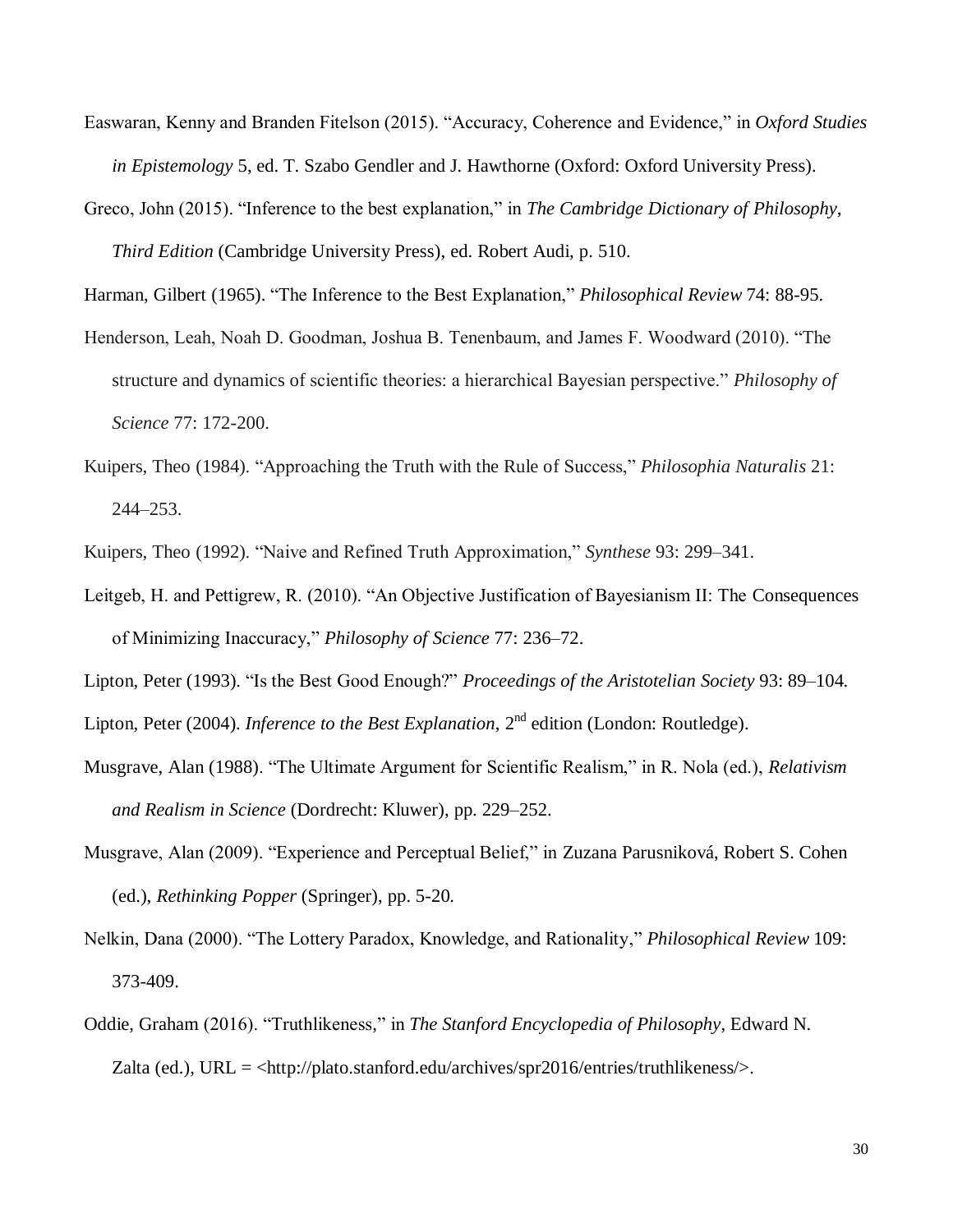Easwaran, Kenny and Branden Fitelson (2015). "Accuracy, Coherence and Evidence," in *Oxford Studies in Epistemology* 5, ed. T. Szabo Gendler and J. Hawthorne (Oxford: Oxford University Press).

Greco, John (2015). "Inference to the best explanation," in *The Cambridge Dictionary of Philosophy, Third Edition* (Cambridge University Press), ed. Robert Audi, p. 510.

Harman, Gilbert (1965). "The Inference to the Best Explanation," *Philosophical Review* 74: 88-95.

Henderson, Leah, Noah D. Goodman, Joshua B. Tenenbaum, and James F. Woodward (2010). "The structure and dynamics of scientific theories: a hierarchical Bayesian perspective." *Philosophy of Science* 77: 172-200.

Kuipers, Theo (1984). "Approaching the Truth with the Rule of Success," *Philosophia Naturalis* 21: 244–253.

Kuipers, Theo (1992). "Naive and Refined Truth Approximation," *Synthese* 93: 299–341.

Leitgeb, H. and Pettigrew, R. (2010). "An Objective Justification of Bayesianism II: The Consequences of Minimizing Inaccuracy," *Philosophy of Science* 77: 236–72.

Lipton, Peter (1993). "Is the Best Good Enough?" *Proceedings of the Aristotelian Society* 93: 89–104.

Lipton, Peter (2004). *Inference to the Best Explanation*, 2nd edition (London: Routledge).

Musgrave, Alan (1988). "The Ultimate Argument for Scientific Realism," in R. Nola (ed.), *Relativism and Realism in Science* (Dordrecht: Kluwer), pp. 229–252.

Musgrave, Alan (2009). "Experience and Perceptual Belief," in Zuzana Parusniková, Robert S. Cohen (ed.), *Rethinking Popper* (Springer), pp. 5-20.

Nelkin, Dana (2000). "The Lottery Paradox, Knowledge, and Rationality," *Philosophical Review* 109: 373-409.

Oddie, Graham (2016). "Truthlikeness," in *The Stanford Encyclopedia of Philosophy*, Edward N. Zalta (ed.), URL = <http://plato.stanford.edu/archives/spr2016/entries/truthlikeness/>.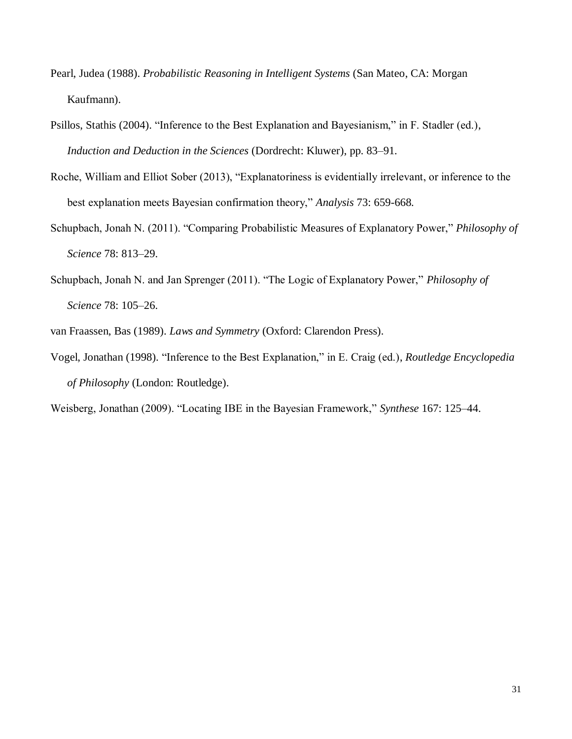Pearl, Judea (1988). *Probabilistic Reasoning in Intelligent Systems* (San Mateo, CA: Morgan Kaufmann).

Psillos, Stathis (2004). "Inference to the Best Explanation and Bayesianism," in F. Stadler (ed.), *Induction and Deduction in the Sciences* (Dordrecht: Kluwer), pp. 83–91.

Roche, William and Elliot Sober (2013), "Explanatoriness is evidentially irrelevant, or inference to the best explanation meets Bayesian confirmation theory," *Analysis* 73: 659-668.

Schupbach, Jonah N. (2011). "Comparing Probabilistic Measures of Explanatory Power," *Philosophy of Science* 78: 813–29.

Schupbach, Jonah N. and Jan Sprenger (2011). "The Logic of Explanatory Power," *Philosophy of Science* 78: 105–26.

van Fraassen, Bas (1989). *Laws and Symmetry* (Oxford: Clarendon Press).

Vogel, Jonathan (1998). "Inference to the Best Explanation," in E. Craig (ed.), *Routledge Encyclopedia of Philosophy* (London: Routledge).

Weisberg, Jonathan (2009). "Locating IBE in the Bayesian Framework," *Synthese* 167: 125–44.